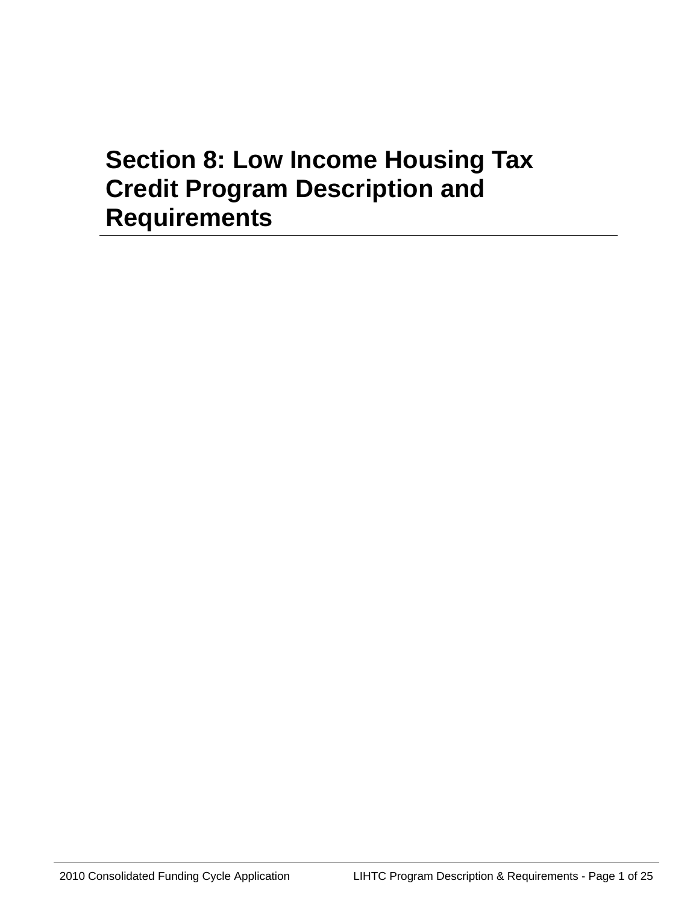# Section 8: Low Income Housing Tax Credit Program Description and Requirements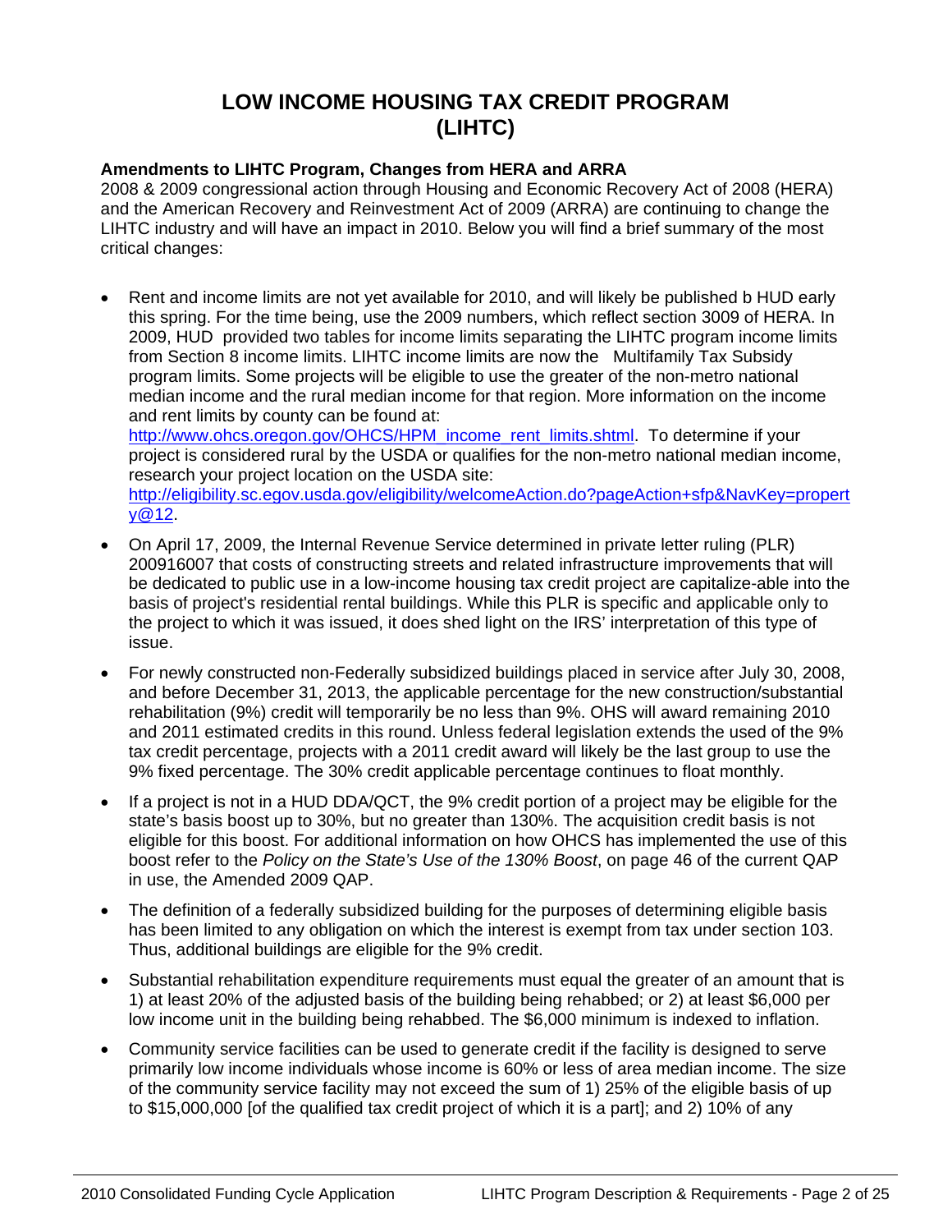# LOW INCOME HOUSING TAX CREDIT PROGRAM (LIHTC)

**Amendments to LIHTC Program, Changes from HERA and ARRA**

2008 & 2009 congressional action through Housing and Economic Recovery Act of 2008 (HERA) and the American Recovery and Reinvestment Act of 2009 (ARRA) are continuing to change the LIHTC industry and will have an impact in 2010. Below you will find a brief summary of the most critical changes:

- Rent and income limits are not yet available for 2010, and will likely be published b HUD early this spring. For the time being, use the 2009 numbers, which reflect section 3009 of HERA. In 2009, HUD provided two tables for income limits separating the LIHTC program income limits from Section 8 income limits. LIHTC income limits are now the Multifamily Tax Subsidy program limits. Some projects will be eligible to use the greater of the non-metro national median income and the rural median income for that region. More information on the income and rent limits by county can be found at: http://www.ohcs.oregon.gov/OHCS/HPM_income_rent_limits.shtml. To determine if your project is considered rural by the USDA or qualifies for the non-metro national median income, research your project location on the USDA site: http://eligibility.sc.egov.usda.gov/eligibility/welcomeAction.do?pageAction+sfp&NavKey=property@12.
- On April 17, 2009, the Internal Revenue Service determined in private letter ruling (PLR) 200916007 that costs of constructing streets and related infrastructure improvements that will be dedicated to public use in a low-income housing tax credit project are capitalize-able into the basis of project's residential rental buildings. While this PLR is specific and applicable only to the project to which it was issued, it does shed light on the IRS' interpretation of this type of issue.
- For newly constructed non-Federally subsidized buildings placed in service after July 30, 2008, and before December 31, 2013, the applicable percentage for the new construction/substantial rehabilitation (9%) credit will temporarily be no less than 9%. OHS will award remaining 2010 and 2011 estimated credits in this round. Unless federal legislation extends the used of the 9% tax credit percentage, projects with a 2011 credit award will likely be the last group to use the 9% fixed percentage. The 30% credit applicable percentage continues to float monthly.
- If a project is not in a HUD DDA/QCT, the 9% credit portion of a project may be eligible for the state's basis boost up to 30%, but no greater than 130%. The acquisition credit basis is not eligible for this boost. For additional information on how OHCS has implemented the use of this boost refer to the *Policy on the State's Use of the 130% Boost*, on page 46 of the current QAP in use, the Amended 2009 QAP.
- The definition of a federally subsidized building for the purposes of determining eligible basis has been limited to any obligation on which the interest is exempt from tax under section 103. Thus, additional buildings are eligible for the 9% credit.
- Substantial rehabilitation expenditure requirements must equal the greater of an amount that is 1) at least 20% of the adjusted basis of the building being rehabbed; or 2) at least $6,000 per low income unit in the building being rehabbed. The $6,000 minimum is indexed to inflation.
- Community service facilities can be used to generate credit if the facility is designed to serve primarily low income individuals whose income is 60% or less of area median income. The size of the community service facility may not exceed the sum of 1) 25% of the eligible basis of up to $15,000,000 [of the qualified tax credit project of which it is a part]; and 2) 10% of any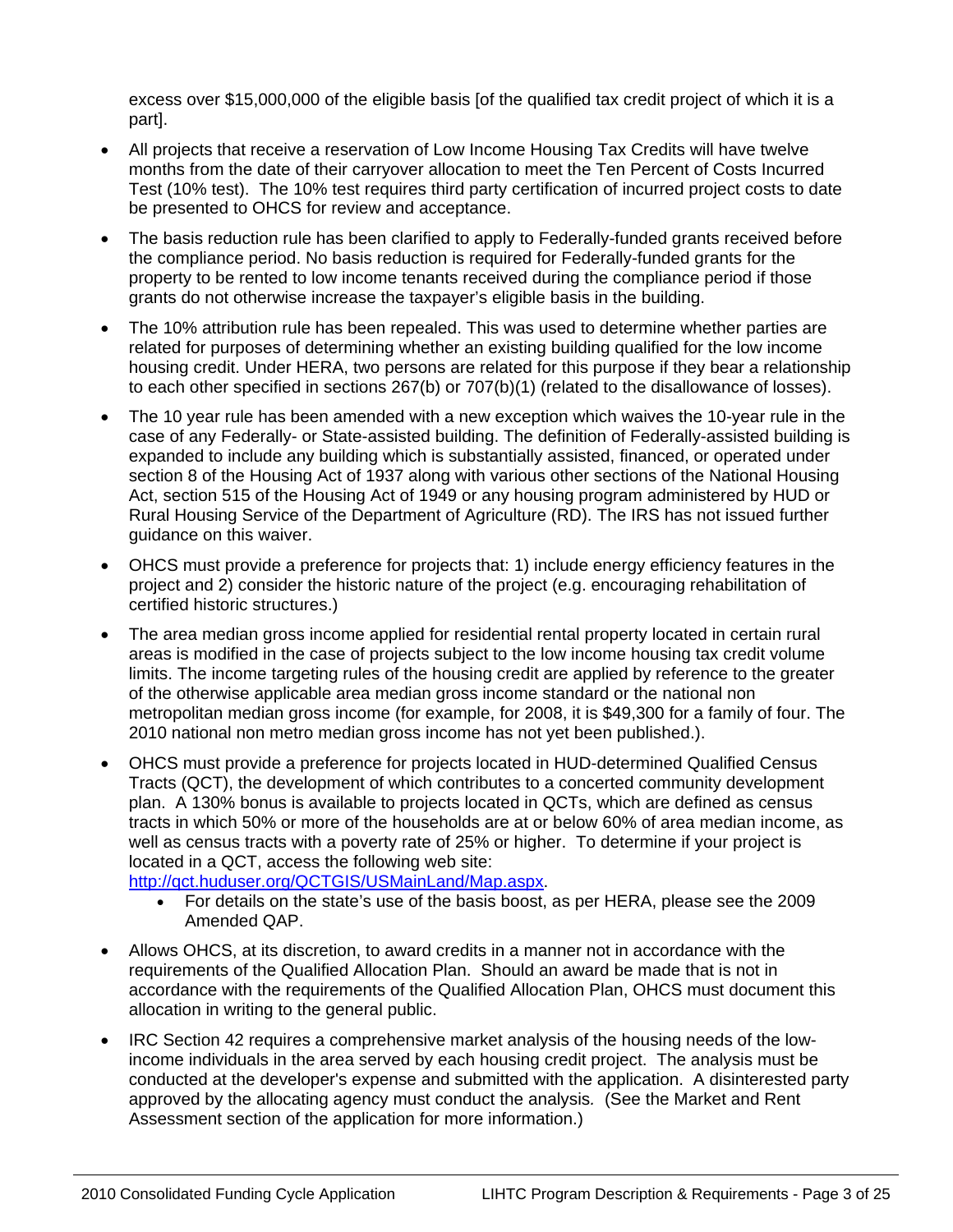excess over $15,000,000 of the eligible basis [of the qualified tax credit project of which it is a part].

- All projects that receive a reservation of Low Income Housing Tax Credits will have twelve months from the date of their carryover allocation to meet the Ten Percent of Costs Incurred Test (10% test). The 10% test requires third party certification of incurred project costs to date be presented to OHCS for review and acceptance.
- The basis reduction rule has been clarified to apply to Federally-funded grants received before the compliance period. No basis reduction is required for Federally-funded grants for the property to be rented to low income tenants received during the compliance period if those grants do not otherwise increase the taxpayer's eligible basis in the building.
- The 10% attribution rule has been repealed. This was used to determine whether parties are related for purposes of determining whether an existing building qualified for the low income housing credit. Under HERA, two persons are related for this purpose if they bear a relationship to each other specified in sections 267(b) or 707(b)(1) (related to the disallowance of losses).
- The 10 year rule has been amended with a new exception which waives the 10-year rule in the case of any Federally- or State-assisted building. The definition of Federally-assisted building is expanded to include any building which is substantially assisted, financed, or operated under section 8 of the Housing Act of 1937 along with various other sections of the National Housing Act, section 515 of the Housing Act of 1949 or any housing program administered by HUD or Rural Housing Service of the Department of Agriculture (RD). The IRS has not issued further guidance on this waiver.
- OHCS must provide a preference for projects that: 1) include energy efficiency features in the project and 2) consider the historic nature of the project (e.g. encouraging rehabilitation of certified historic structures.)
- The area median gross income applied for residential rental property located in certain rural areas is modified in the case of projects subject to the low income housing tax credit volume limits. The income targeting rules of the housing credit are applied by reference to the greater of the otherwise applicable area median gross income standard or the national non metropolitan median gross income (for example, for 2008, it is $49,300 for a family of four. The 2010 national non metro median gross income has not yet been published.).
- OHCS must provide a preference for projects located in HUD-determined Qualified Census Tracts (QCT), the development of which contributes to a concerted community development plan. A 130% bonus is available to projects located in QCTs, which are defined as census tracts in which 50% or more of the households are at or below 60% of area median income, as well as census tracts with a poverty rate of 25% or higher. To determine if your project is located in a QCT, access the following web site: [http://qct.huduser.org/QCTGIS/USMainLand/Map.aspx](http://qct.huduser.org/QCTGIS/USMainLand/Map.aspx).
  - For details on the state's use of the basis boost, as per HERA, please see the 2009 Amended QAP.
- Allows OHCS, at its discretion, to award credits in a manner not in accordance with the requirements of the Qualified Allocation Plan. Should an award be made that is not in accordance with the requirements of the Qualified Allocation Plan, OHCS must document this allocation in writing to the general public.
- IRC Section 42 requires a comprehensive market analysis of the housing needs of the low-income individuals in the area served by each housing credit project. The analysis must be conducted at the developer's expense and submitted with the application. A disinterested party approved by the allocating agency must conduct the analysis. (See the Market and Rent Assessment section of the application for more information.)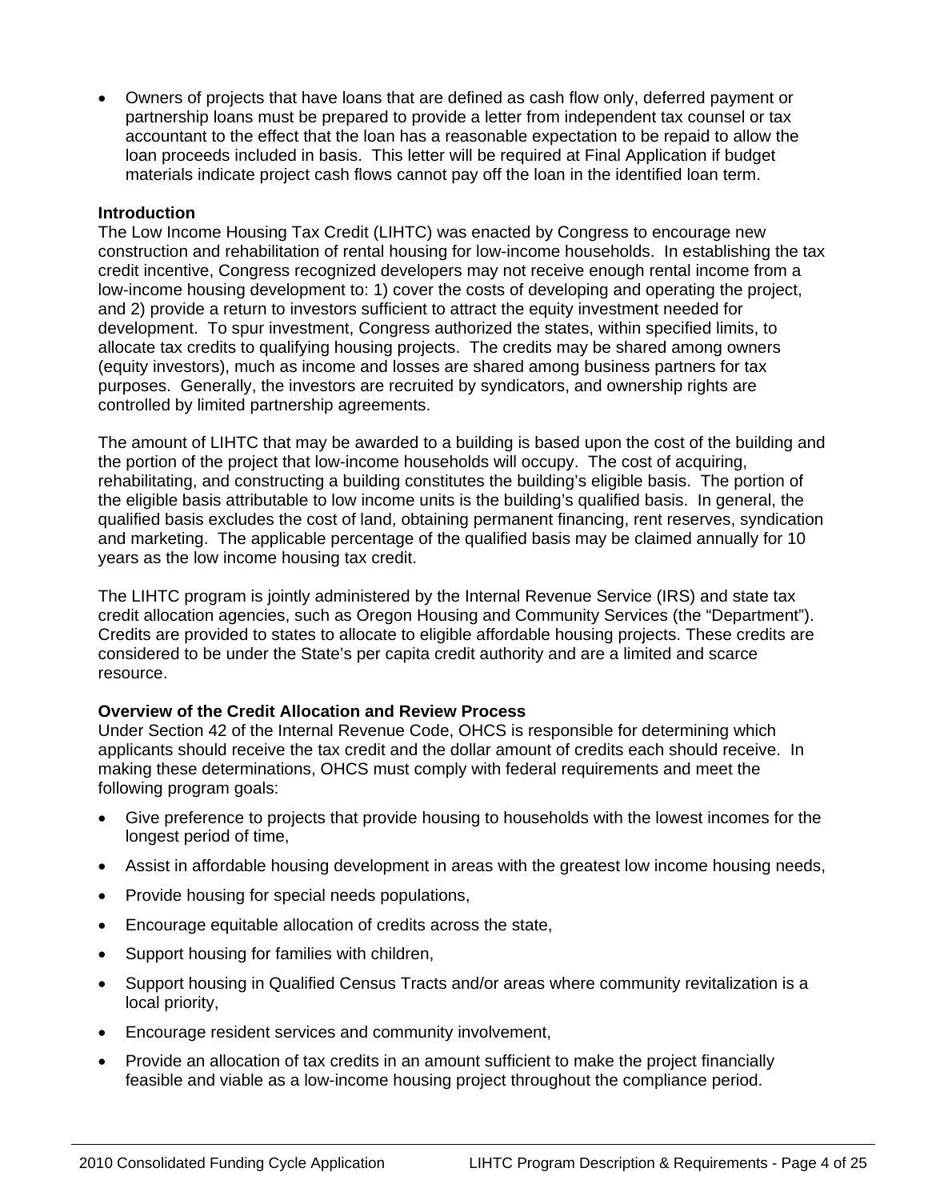- Owners of projects that have loans that are defined as cash flow only, deferred payment or partnership loans must be prepared to provide a letter from independent tax counsel or tax accountant to the effect that the loan has a reasonable expectation to be repaid to allow the loan proceeds included in basis. This letter will be required at Final Application if budget materials indicate project cash flows cannot pay off the loan in the identified loan term.

**Introduction**

The Low Income Housing Tax Credit (LIHTC) was enacted by Congress to encourage new construction and rehabilitation of rental housing for low-income households. In establishing the tax credit incentive, Congress recognized developers may not receive enough rental income from a low-income housing development to: 1) cover the costs of developing and operating the project, and 2) provide a return to investors sufficient to attract the equity investment needed for development. To spur investment, Congress authorized the states, within specified limits, to allocate tax credits to qualifying housing projects. The credits may be shared among owners (equity investors), much as income and losses are shared among business partners for tax purposes. Generally, the investors are recruited by syndicators, and ownership rights are controlled by limited partnership agreements.

The amount of LIHTC that may be awarded to a building is based upon the cost of the building and the portion of the project that low-income households will occupy. The cost of acquiring, rehabilitating, and constructing a building constitutes the building's eligible basis. The portion of the eligible basis attributable to low income units is the building's qualified basis. In general, the qualified basis excludes the cost of land, obtaining permanent financing, rent reserves, syndication and marketing. The applicable percentage of the qualified basis may be claimed annually for 10 years as the low income housing tax credit.

The LIHTC program is jointly administered by the Internal Revenue Service (IRS) and state tax credit allocation agencies, such as Oregon Housing and Community Services (the "Department"). Credits are provided to states to allocate to eligible affordable housing projects. These credits are considered to be under the State's per capita credit authority and are a limited and scarce resource.

**Overview of the Credit Allocation and Review Process**

Under Section 42 of the Internal Revenue Code, OHCS is responsible for determining which applicants should receive the tax credit and the dollar amount of credits each should receive. In making these determinations, OHCS must comply with federal requirements and meet the following program goals:

- Give preference to projects that provide housing to households with the lowest incomes for the longest period of time,
- Assist in affordable housing development in areas with the greatest low income housing needs,
- Provide housing for special needs populations,
- Encourage equitable allocation of credits across the state,
- Support housing for families with children,
- Support housing in Qualified Census Tracts and/or areas where community revitalization is a local priority,
- Encourage resident services and community involvement,
- Provide an allocation of tax credits in an amount sufficient to make the project financially feasible and viable as a low-income housing project throughout the compliance period.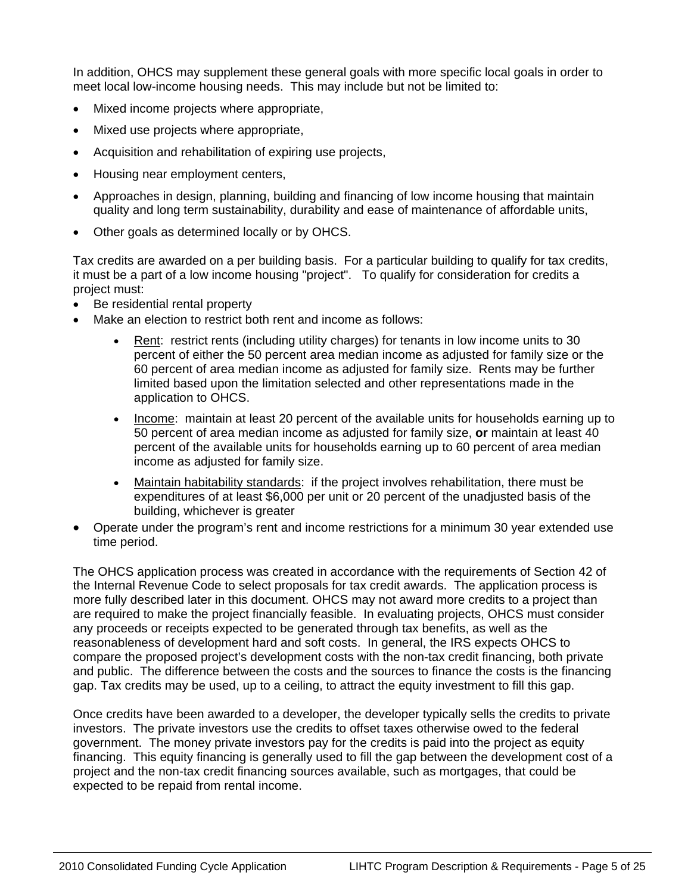In addition, OHCS may supplement these general goals with more specific local goals in order to meet local low-income housing needs. This may include but not be limited to:

- Mixed income projects where appropriate,
- Mixed use projects where appropriate,
- Acquisition and rehabilitation of expiring use projects,
- Housing near employment centers,
- Approaches in design, planning, building and financing of low income housing that maintain quality and long term sustainability, durability and ease of maintenance of affordable units,
- Other goals as determined locally or by OHCS.

Tax credits are awarded on a per building basis. For a particular building to qualify for tax credits, it must be a part of a low income housing "project". To qualify for consideration for credits a project must:

- Be residential rental property
- Make an election to restrict both rent and income as follows:
  - <u>Rent</u>: restrict rents (including utility charges) for tenants in low income units to 30 percent of either the 50 percent area median income as adjusted for family size or the 60 percent of area median income as adjusted for family size. Rents may be further limited based upon the limitation selected and other representations made in the application to OHCS.
  - <u>Income</u>: maintain at least 20 percent of the available units for households earning up to 50 percent of area median income as adjusted for family size, **or** maintain at least 40 percent of the available units for households earning up to 60 percent of area median income as adjusted for family size.
  - <u>Maintain habitability standards</u>: if the project involves rehabilitation, there must be expenditures of at least $6,000 per unit or 20 percent of the unadjusted basis of the building, whichever is greater
- Operate under the program's rent and income restrictions for a minimum 30 year extended use time period.

The OHCS application process was created in accordance with the requirements of Section 42 of the Internal Revenue Code to select proposals for tax credit awards. The application process is more fully described later in this document. OHCS may not award more credits to a project than are required to make the project financially feasible. In evaluating projects, OHCS must consider any proceeds or receipts expected to be generated through tax benefits, as well as the reasonableness of development hard and soft costs. In general, the IRS expects OHCS to compare the proposed project's development costs with the non-tax credit financing, both private and public. The difference between the costs and the sources to finance the costs is the financing gap. Tax credits may be used, up to a ceiling, to attract the equity investment to fill this gap.

Once credits have been awarded to a developer, the developer typically sells the credits to private investors. The private investors use the credits to offset taxes otherwise owed to the federal government. The money private investors pay for the credits is paid into the project as equity financing. This equity financing is generally used to fill the gap between the development cost of a project and the non-tax credit financing sources available, such as mortgages, that could be expected to be repaid from rental income.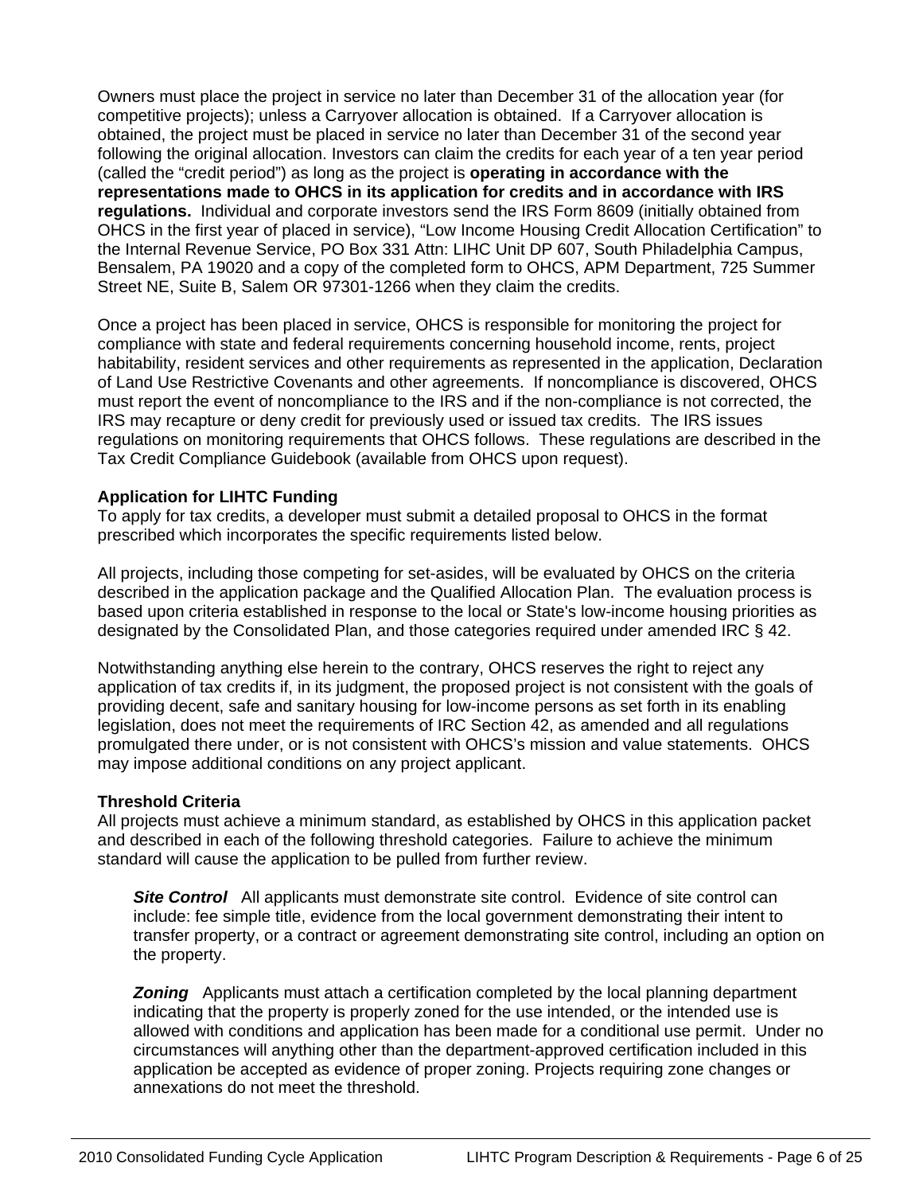Owners must place the project in service no later than December 31 of the allocation year (for competitive projects); unless a Carryover allocation is obtained. If a Carryover allocation is obtained, the project must be placed in service no later than December 31 of the second year following the original allocation. Investors can claim the credits for each year of a ten year period (called the "credit period") as long as the project is **operating in accordance with the representations made to OHCS in its application for credits and in accordance with IRS regulations.** Individual and corporate investors send the IRS Form 8609 (initially obtained from OHCS in the first year of placed in service), "Low Income Housing Credit Allocation Certification" to the Internal Revenue Service, PO Box 331 Attn: LIHC Unit DP 607, South Philadelphia Campus, Bensalem, PA 19020 and a copy of the completed form to OHCS, APM Department, 725 Summer Street NE, Suite B, Salem OR 97301-1266 when they claim the credits.

Once a project has been placed in service, OHCS is responsible for monitoring the project for compliance with state and federal requirements concerning household income, rents, project habitability, resident services and other requirements as represented in the application, Declaration of Land Use Restrictive Covenants and other agreements. If noncompliance is discovered, OHCS must report the event of noncompliance to the IRS and if the non-compliance is not corrected, the IRS may recapture or deny credit for previously used or issued tax credits. The IRS issues regulations on monitoring requirements that OHCS follows. These regulations are described in the Tax Credit Compliance Guidebook (available from OHCS upon request).

**Application for LIHTC Funding**

To apply for tax credits, a developer must submit a detailed proposal to OHCS in the format prescribed which incorporates the specific requirements listed below.

All projects, including those competing for set-asides, will be evaluated by OHCS on the criteria described in the application package and the Qualified Allocation Plan. The evaluation process is based upon criteria established in response to the local or State's low-income housing priorities as designated by the Consolidated Plan, and those categories required under amended IRC § 42.

Notwithstanding anything else herein to the contrary, OHCS reserves the right to reject any application of tax credits if, in its judgment, the proposed project is not consistent with the goals of providing decent, safe and sanitary housing for low-income persons as set forth in its enabling legislation, does not meet the requirements of IRC Section 42, as amended and all regulations promulgated there under, or is not consistent with OHCS's mission and value statements. OHCS may impose additional conditions on any project applicant.

**Threshold Criteria**

All projects must achieve a minimum standard, as established by OHCS in this application packet and described in each of the following threshold categories. Failure to achieve the minimum standard will cause the application to be pulled from further review.

> ***Site Control*** All applicants must demonstrate site control. Evidence of site control can include: fee simple title, evidence from the local government demonstrating their intent to transfer property, or a contract or agreement demonstrating site control, including an option on the property.
>
> ***Zoning*** Applicants must attach a certification completed by the local planning department indicating that the property is properly zoned for the use intended, or the intended use is allowed with conditions and application has been made for a conditional use permit. Under no circumstances will anything other than the department-approved certification included in this application be accepted as evidence of proper zoning. Projects requiring zone changes or annexations do not meet the threshold.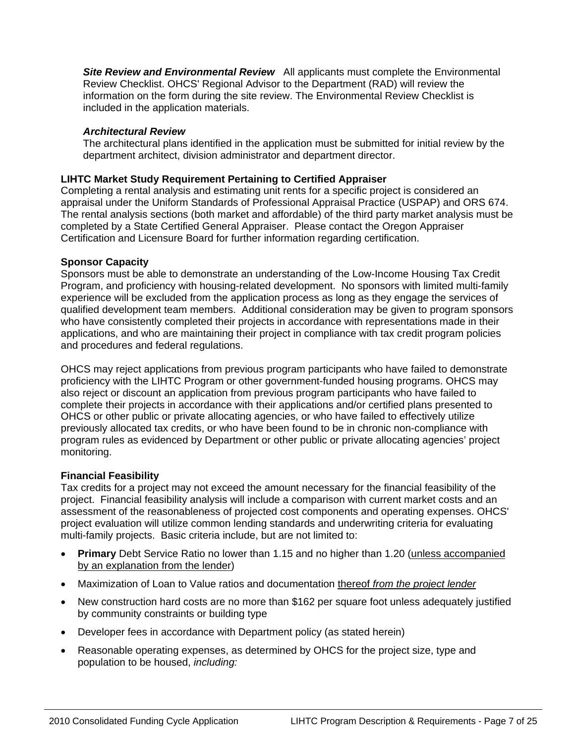***Site Review and Environmental Review*** All applicants must complete the Environmental Review Checklist. OHCS' Regional Advisor to the Department (RAD) will review the information on the form during the site review. The Environmental Review Checklist is included in the application materials.

***Architectural Review***

The architectural plans identified in the application must be submitted for initial review by the department architect, division administrator and department director.

**LIHTC Market Study Requirement Pertaining to Certified Appraiser**

Completing a rental analysis and estimating unit rents for a specific project is considered an appraisal under the Uniform Standards of Professional Appraisal Practice (USPAP) and ORS 674. The rental analysis sections (both market and affordable) of the third party market analysis must be completed by a State Certified General Appraiser. Please contact the Oregon Appraiser Certification and Licensure Board for further information regarding certification.

**Sponsor Capacity**

Sponsors must be able to demonstrate an understanding of the Low-Income Housing Tax Credit Program, and proficiency with housing-related development. No sponsors with limited multi-family experience will be excluded from the application process as long as they engage the services of qualified development team members. Additional consideration may be given to program sponsors who have consistently completed their projects in accordance with representations made in their applications, and who are maintaining their project in compliance with tax credit program policies and procedures and federal regulations.

OHCS may reject applications from previous program participants who have failed to demonstrate proficiency with the LIHTC Program or other government-funded housing programs. OHCS may also reject or discount an application from previous program participants who have failed to complete their projects in accordance with their applications and/or certified plans presented to OHCS or other public or private allocating agencies, or who have failed to effectively utilize previously allocated tax credits, or who have been found to be in chronic non-compliance with program rules as evidenced by Department or other public or private allocating agencies' project monitoring.

**Financial Feasibility**

Tax credits for a project may not exceed the amount necessary for the financial feasibility of the project. Financial feasibility analysis will include a comparison with current market costs and an assessment of the reasonableness of projected cost components and operating expenses. OHCS' project evaluation will utilize common lending standards and underwriting criteria for evaluating multi-family projects. Basic criteria include, but are not limited to:

- **Primary** Debt Service Ratio no lower than 1.15 and no higher than 1.20 (<u>unless accompanied by an explanation from the lender</u>)
- Maximization of Loan to Value ratios and documentation <u>thereof *from the project lender*</u>
- New construction hard costs are no more than $162 per square foot unless adequately justified by community constraints or building type
- Developer fees in accordance with Department policy (as stated herein)
- Reasonable operating expenses, as determined by OHCS for the project size, type and population to be housed, *including:*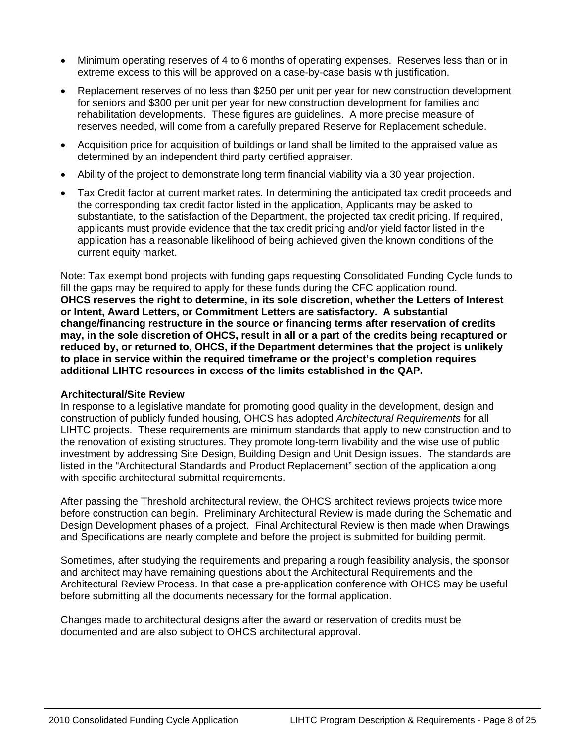- Minimum operating reserves of 4 to 6 months of operating expenses. Reserves less than or in extreme excess to this will be approved on a case-by-case basis with justification.
- Replacement reserves of no less than $250 per unit per year for new construction development for seniors and $300 per unit per year for new construction development for families and rehabilitation developments. These figures are guidelines. A more precise measure of reserves needed, will come from a carefully prepared Reserve for Replacement schedule.
- Acquisition price for acquisition of buildings or land shall be limited to the appraised value as determined by an independent third party certified appraiser.
- Ability of the project to demonstrate long term financial viability via a 30 year projection.
- Tax Credit factor at current market rates. In determining the anticipated tax credit proceeds and the corresponding tax credit factor listed in the application, Applicants may be asked to substantiate, to the satisfaction of the Department, the projected tax credit pricing. If required, applicants must provide evidence that the tax credit pricing and/or yield factor listed in the application has a reasonable likelihood of being achieved given the known conditions of the current equity market.

Note: Tax exempt bond projects with funding gaps requesting Consolidated Funding Cycle funds to fill the gaps may be required to apply for these funds during the CFC application round. **OHCS reserves the right to determine, in its sole discretion, whether the Letters of Interest or Intent, Award Letters, or Commitment Letters are satisfactory. A substantial change/financing restructure in the source or financing terms after reservation of credits may, in the sole discretion of OHCS, result in all or a part of the credits being recaptured or reduced by, or returned to, OHCS, if the Department determines that the project is unlikely to place in service within the required timeframe or the project's completion requires additional LIHTC resources in excess of the limits established in the QAP.**

**Architectural/Site Review**

In response to a legislative mandate for promoting good quality in the development, design and construction of publicly funded housing, OHCS has adopted *Architectural Requirements* for all LIHTC projects. These requirements are minimum standards that apply to new construction and to the renovation of existing structures. They promote long-term livability and the wise use of public investment by addressing Site Design, Building Design and Unit Design issues. The standards are listed in the "Architectural Standards and Product Replacement" section of the application along with specific architectural submittal requirements.

After passing the Threshold architectural review, the OHCS architect reviews projects twice more before construction can begin. Preliminary Architectural Review is made during the Schematic and Design Development phases of a project. Final Architectural Review is then made when Drawings and Specifications are nearly complete and before the project is submitted for building permit.

Sometimes, after studying the requirements and preparing a rough feasibility analysis, the sponsor and architect may have remaining questions about the Architectural Requirements and the Architectural Review Process. In that case a pre-application conference with OHCS may be useful before submitting all the documents necessary for the formal application.

Changes made to architectural designs after the award or reservation of credits must be documented and are also subject to OHCS architectural approval.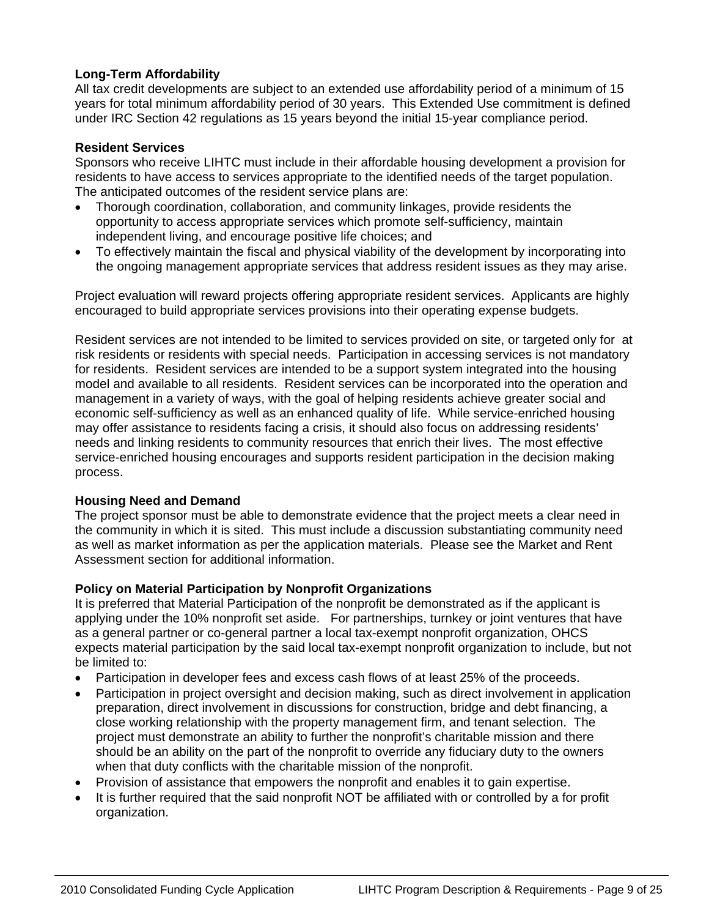**Long-Term Affordability**

All tax credit developments are subject to an extended use affordability period of a minimum of 15 years for total minimum affordability period of 30 years. This Extended Use commitment is defined under IRC Section 42 regulations as 15 years beyond the initial 15-year compliance period.

**Resident Services**

Sponsors who receive LIHTC must include in their affordable housing development a provision for residents to have access to services appropriate to the identified needs of the target population. The anticipated outcomes of the resident service plans are:

- Thorough coordination, collaboration, and community linkages, provide residents the opportunity to access appropriate services which promote self-sufficiency, maintain independent living, and encourage positive life choices; and
- To effectively maintain the fiscal and physical viability of the development by incorporating into the ongoing management appropriate services that address resident issues as they may arise.

Project evaluation will reward projects offering appropriate resident services. Applicants are highly encouraged to build appropriate services provisions into their operating expense budgets.

Resident services are not intended to be limited to services provided on site, or targeted only for at risk residents or residents with special needs. Participation in accessing services is not mandatory for residents. Resident services are intended to be a support system integrated into the housing model and available to all residents. Resident services can be incorporated into the operation and management in a variety of ways, with the goal of helping residents achieve greater social and economic self-sufficiency as well as an enhanced quality of life. While service-enriched housing may offer assistance to residents facing a crisis, it should also focus on addressing residents' needs and linking residents to community resources that enrich their lives. The most effective service-enriched housing encourages and supports resident participation in the decision making process.

**Housing Need and Demand**

The project sponsor must be able to demonstrate evidence that the project meets a clear need in the community in which it is sited. This must include a discussion substantiating community need as well as market information as per the application materials. Please see the Market and Rent Assessment section for additional information.

**Policy on Material Participation by Nonprofit Organizations**

It is preferred that Material Participation of the nonprofit be demonstrated as if the applicant is applying under the 10% nonprofit set aside. For partnerships, turnkey or joint ventures that have as a general partner or co-general partner a local tax-exempt nonprofit organization, OHCS expects material participation by the said local tax-exempt nonprofit organization to include, but not be limited to:

- Participation in developer fees and excess cash flows of at least 25% of the proceeds.
- Participation in project oversight and decision making, such as direct involvement in application preparation, direct involvement in discussions for construction, bridge and debt financing, a close working relationship with the property management firm, and tenant selection. The project must demonstrate an ability to further the nonprofit's charitable mission and there should be an ability on the part of the nonprofit to override any fiduciary duty to the owners when that duty conflicts with the charitable mission of the nonprofit.
- Provision of assistance that empowers the nonprofit and enables it to gain expertise.
- It is further required that the said nonprofit NOT be affiliated with or controlled by a for profit organization.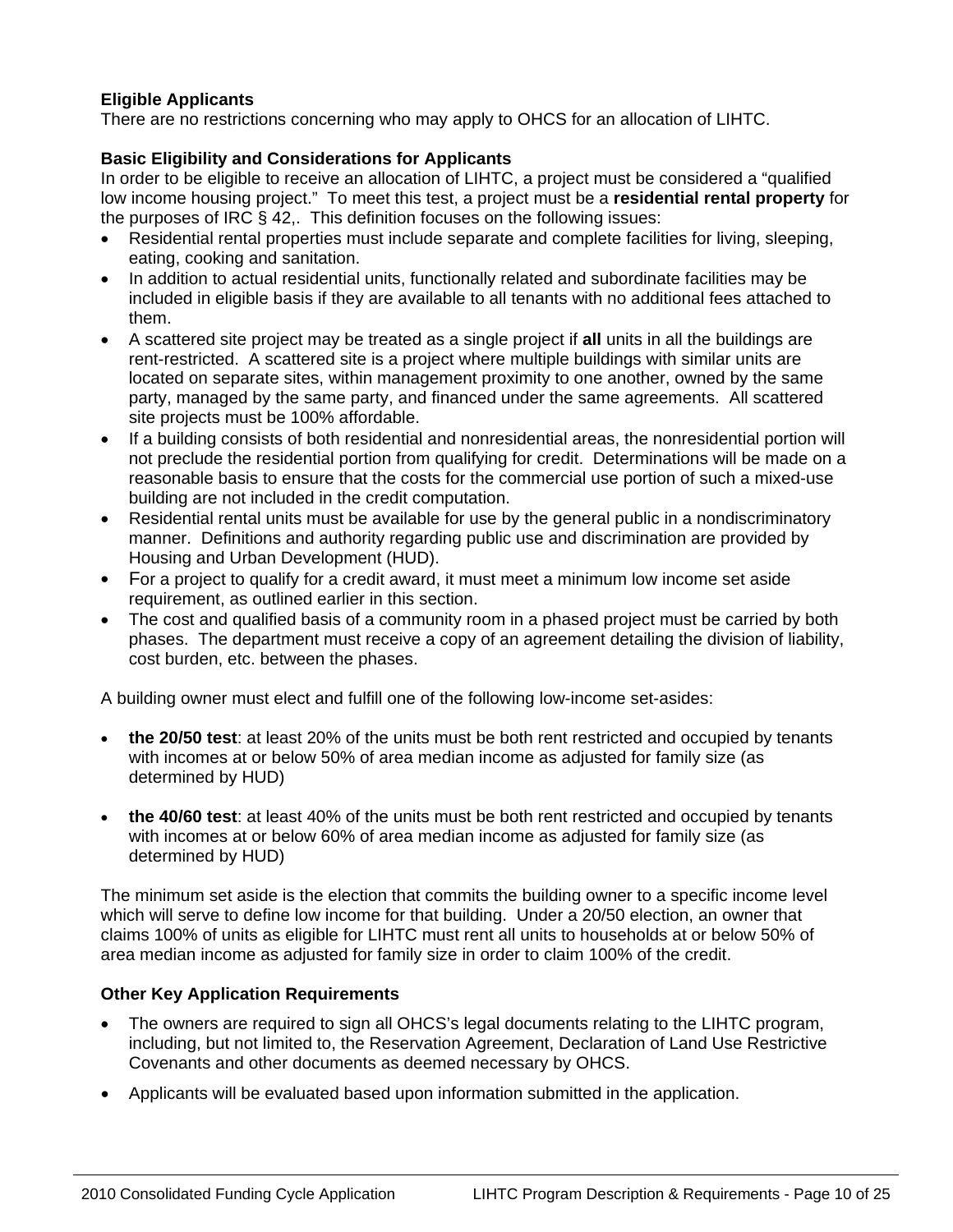**Eligible Applicants**
There are no restrictions concerning who may apply to OHCS for an allocation of LIHTC.

**Basic Eligibility and Considerations for Applicants**
In order to be eligible to receive an allocation of LIHTC, a project must be considered a "qualified low income housing project." To meet this test, a project must be a **residential rental property** for the purposes of IRC § 42,. This definition focuses on the following issues:

- Residential rental properties must include separate and complete facilities for living, sleeping, eating, cooking and sanitation.
- In addition to actual residential units, functionally related and subordinate facilities may be included in eligible basis if they are available to all tenants with no additional fees attached to them.
- A scattered site project may be treated as a single project if **all** units in all the buildings are rent-restricted. A scattered site is a project where multiple buildings with similar units are located on separate sites, within management proximity to one another, owned by the same party, managed by the same party, and financed under the same agreements. All scattered site projects must be 100% affordable.
- If a building consists of both residential and nonresidential areas, the nonresidential portion will not preclude the residential portion from qualifying for credit. Determinations will be made on a reasonable basis to ensure that the costs for the commercial use portion of such a mixed-use building are not included in the credit computation.
- Residential rental units must be available for use by the general public in a nondiscriminatory manner. Definitions and authority regarding public use and discrimination are provided by Housing and Urban Development (HUD).
- For a project to qualify for a credit award, it must meet a minimum low income set aside requirement, as outlined earlier in this section.
- The cost and qualified basis of a community room in a phased project must be carried by both phases. The department must receive a copy of an agreement detailing the division of liability, cost burden, etc. between the phases.

A building owner must elect and fulfill one of the following low-income set-asides:

- **the 20/50 test**: at least 20% of the units must be both rent restricted and occupied by tenants with incomes at or below 50% of area median income as adjusted for family size (as determined by HUD)

- **the 40/60 test**: at least 40% of the units must be both rent restricted and occupied by tenants with incomes at or below 60% of area median income as adjusted for family size (as determined by HUD)

The minimum set aside is the election that commits the building owner to a specific income level which will serve to define low income for that building. Under a 20/50 election, an owner that claims 100% of units as eligible for LIHTC must rent all units to households at or below 50% of area median income as adjusted for family size in order to claim 100% of the credit.

**Other Key Application Requirements**

- The owners are required to sign all OHCS's legal documents relating to the LIHTC program, including, but not limited to, the Reservation Agreement, Declaration of Land Use Restrictive Covenants and other documents as deemed necessary by OHCS.

- Applicants will be evaluated based upon information submitted in the application.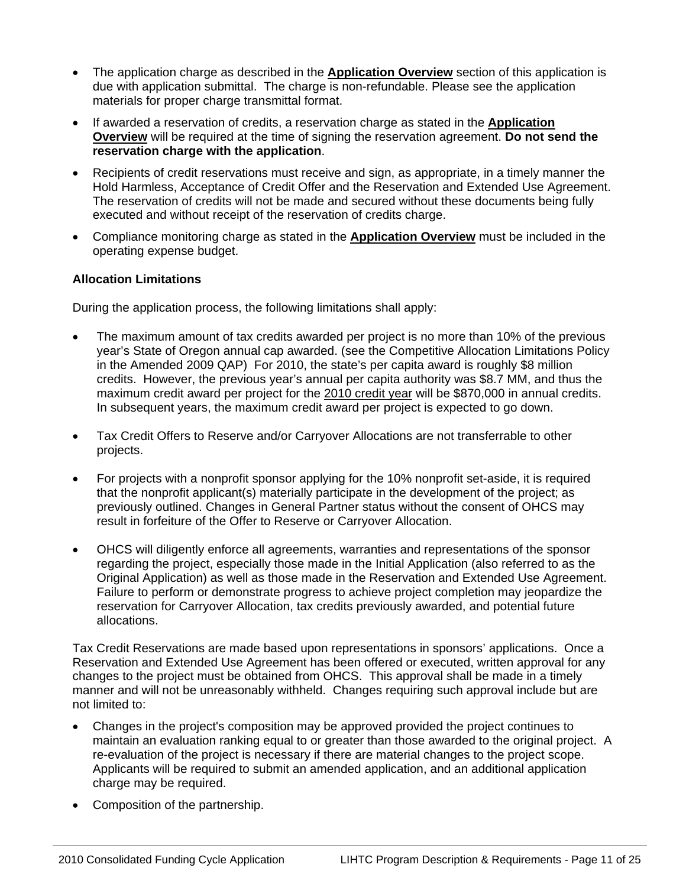- The application charge as described in the **Application Overview** section of this application is due with application submittal. The charge is non-refundable. Please see the application materials for proper charge transmittal format.
- If awarded a reservation of credits, a reservation charge as stated in the **Application Overview** will be required at the time of signing the reservation agreement. **Do not send the reservation charge with the application**.
- Recipients of credit reservations must receive and sign, as appropriate, in a timely manner the Hold Harmless, Acceptance of Credit Offer and the Reservation and Extended Use Agreement. The reservation of credits will not be made and secured without these documents being fully executed and without receipt of the reservation of credits charge.
- Compliance monitoring charge as stated in the **Application Overview** must be included in the operating expense budget.

**Allocation Limitations**

During the application process, the following limitations shall apply:

- The maximum amount of tax credits awarded per project is no more than 10% of the previous year's State of Oregon annual cap awarded. (see the Competitive Allocation Limitations Policy in the Amended 2009 QAP) For 2010, the state's per capita award is roughly $8 million credits. However, the previous year's annual per capita authority was $8.7 MM, and thus the maximum credit award per project for the 2010 credit year will be $870,000 in annual credits. In subsequent years, the maximum credit award per project is expected to go down.
- Tax Credit Offers to Reserve and/or Carryover Allocations are not transferrable to other projects.
- For projects with a nonprofit sponsor applying for the 10% nonprofit set-aside, it is required that the nonprofit applicant(s) materially participate in the development of the project; as previously outlined. Changes in General Partner status without the consent of OHCS may result in forfeiture of the Offer to Reserve or Carryover Allocation.
- OHCS will diligently enforce all agreements, warranties and representations of the sponsor regarding the project, especially those made in the Initial Application (also referred to as the Original Application) as well as those made in the Reservation and Extended Use Agreement. Failure to perform or demonstrate progress to achieve project completion may jeopardize the reservation for Carryover Allocation, tax credits previously awarded, and potential future allocations.

Tax Credit Reservations are made based upon representations in sponsors' applications. Once a Reservation and Extended Use Agreement has been offered or executed, written approval for any changes to the project must be obtained from OHCS. This approval shall be made in a timely manner and will not be unreasonably withheld. Changes requiring such approval include but are not limited to:

- Changes in the project's composition may be approved provided the project continues to maintain an evaluation ranking equal to or greater than those awarded to the original project. A re-evaluation of the project is necessary if there are material changes to the project scope. Applicants will be required to submit an amended application, and an additional application charge may be required.
- Composition of the partnership.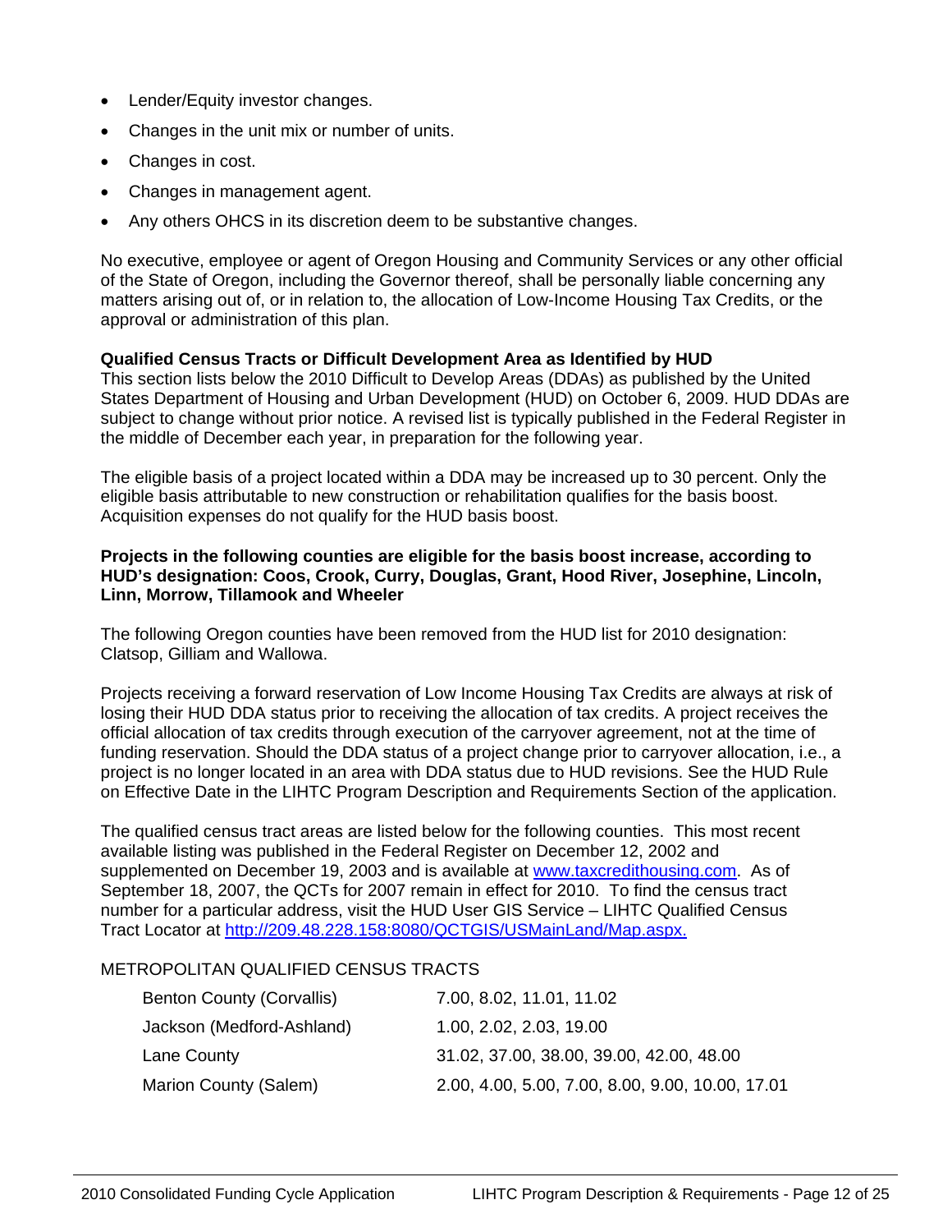- Lender/Equity investor changes.
- Changes in the unit mix or number of units.
- Changes in cost.
- Changes in management agent.
- Any others OHCS in its discretion deem to be substantive changes.

No executive, employee or agent of Oregon Housing and Community Services or any other official of the State of Oregon, including the Governor thereof, shall be personally liable concerning any matters arising out of, or in relation to, the allocation of Low-Income Housing Tax Credits, or the approval or administration of this plan.

**Qualified Census Tracts or Difficult Development Area as Identified by HUD**
This section lists below the 2010 Difficult to Develop Areas (DDAs) as published by the United States Department of Housing and Urban Development (HUD) on October 6, 2009. HUD DDAs are subject to change without prior notice. A revised list is typically published in the Federal Register in the middle of December each year, in preparation for the following year.

The eligible basis of a project located within a DDA may be increased up to 30 percent. Only the eligible basis attributable to new construction or rehabilitation qualifies for the basis boost. Acquisition expenses do not qualify for the HUD basis boost.

**Projects in the following counties are eligible for the basis boost increase, according to HUD's designation: Coos, Crook, Curry, Douglas, Grant, Hood River, Josephine, Lincoln, Linn, Morrow, Tillamook and Wheeler**

The following Oregon counties have been removed from the HUD list for 2010 designation: Clatsop, Gilliam and Wallowa.

Projects receiving a forward reservation of Low Income Housing Tax Credits are always at risk of losing their HUD DDA status prior to receiving the allocation of tax credits. A project receives the official allocation of tax credits through execution of the carryover agreement, not at the time of funding reservation. Should the DDA status of a project change prior to carryover allocation, i.e., a project is no longer located in an area with DDA status due to HUD revisions. See the HUD Rule on Effective Date in the LIHTC Program Description and Requirements Section of the application.

The qualified census tract areas are listed below for the following counties. This most recent available listing was published in the Federal Register on December 12, 2002 and supplemented on December 19, 2003 and is available at [www.taxcredithousing.com](www.taxcredithousing.com). As of September 18, 2007, the QCTs for 2007 remain in effect for 2010. To find the census tract number for a particular address, visit the HUD User GIS Service – LIHTC Qualified Census Tract Locator at [http://209.48.228.158:8080/QCTGIS/USMainLand/Map.aspx.](http://209.48.228.158:8080/QCTGIS/USMainLand/Map.aspx)

METROPOLITAN QUALIFIED CENSUS TRACTS

| | |
|---|---|
| Benton County (Corvallis) | 7.00, 8.02, 11.01, 11.02 |
| Jackson (Medford-Ashland) | 1.00, 2.02, 2.03, 19.00 |
| Lane County | 31.02, 37.00, 38.00, 39.00, 42.00, 48.00 |
| Marion County (Salem) | 2.00, 4.00, 5.00, 7.00, 8.00, 9.00, 10.00, 17.01 |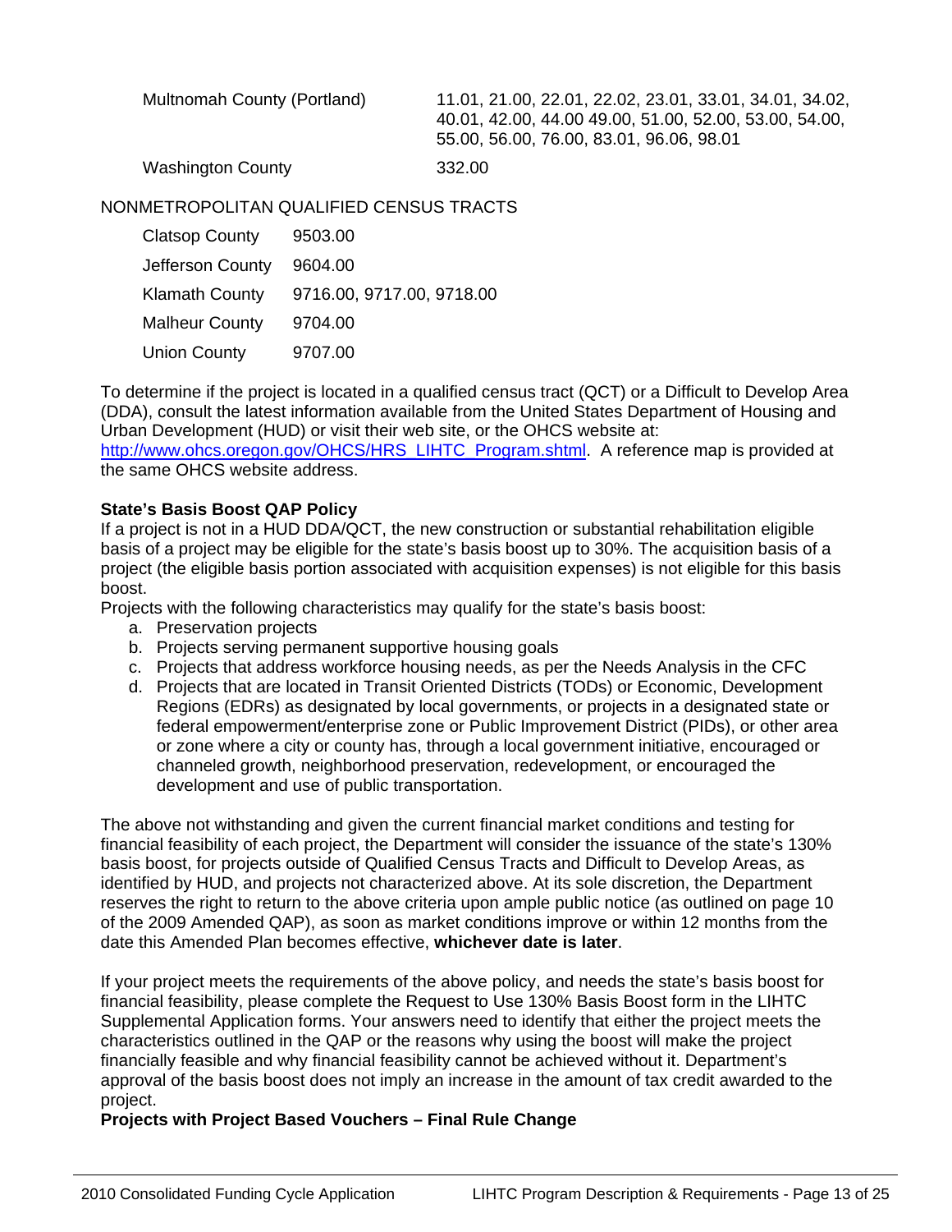| | |
|---|---|
| Multnomah County (Portland) | 11.01, 21.00, 22.01, 22.02, 23.01, 33.01, 34.01, 34.02, 40.01, 42.00, 44.00 49.00, 51.00, 52.00, 53.00, 54.00, 55.00, 56.00, 76.00, 83.01, 96.06, 98.01 |
| Washington County | 332.00 |

NONMETROPOLITAN QUALIFIED CENSUS TRACTS

| | |
|---|---|
| Clatsop County | 9503.00 |
| Jefferson County | 9604.00 |
| Klamath County | 9716.00, 9717.00, 9718.00 |
| Malheur County | 9704.00 |
| Union County | 9707.00 |

To determine if the project is located in a qualified census tract (QCT) or a Difficult to Develop Area (DDA), consult the latest information available from the United States Department of Housing and Urban Development (HUD) or visit their web site, or the OHCS website at: http://www.ohcs.oregon.gov/OHCS/HRS_LIHTC_Program.shtml. A reference map is provided at the same OHCS website address.

**State's Basis Boost QAP Policy**

If a project is not in a HUD DDA/QCT, the new construction or substantial rehabilitation eligible basis of a project may be eligible for the state's basis boost up to 30%. The acquisition basis of a project (the eligible basis portion associated with acquisition expenses) is not eligible for this basis boost.

Projects with the following characteristics may qualify for the state's basis boost:

a. Preservation projects
b. Projects serving permanent supportive housing goals
c. Projects that address workforce housing needs, as per the Needs Analysis in the CFC
d. Projects that are located in Transit Oriented Districts (TODs) or Economic, Development Regions (EDRs) as designated by local governments, or projects in a designated state or federal empowerment/enterprise zone or Public Improvement District (PIDs), or other area or zone where a city or county has, through a local government initiative, encouraged or channeled growth, neighborhood preservation, redevelopment, or encouraged the development and use of public transportation.

The above not withstanding and given the current financial market conditions and testing for financial feasibility of each project, the Department will consider the issuance of the state's 130% basis boost, for projects outside of Qualified Census Tracts and Difficult to Develop Areas, as identified by HUD, and projects not characterized above. At its sole discretion, the Department reserves the right to return to the above criteria upon ample public notice (as outlined on page 10 of the 2009 Amended QAP), as soon as market conditions improve or within 12 months from the date this Amended Plan becomes effective, **whichever date is later**.

If your project meets the requirements of the above policy, and needs the state's basis boost for financial feasibility, please complete the Request to Use 130% Basis Boost form in the LIHTC Supplemental Application forms. Your answers need to identify that either the project meets the characteristics outlined in the QAP or the reasons why using the boost will make the project financially feasible and why financial feasibility cannot be achieved without it. Department's approval of the basis boost does not imply an increase in the amount of tax credit awarded to the project.

**Projects with Project Based Vouchers – Final Rule Change**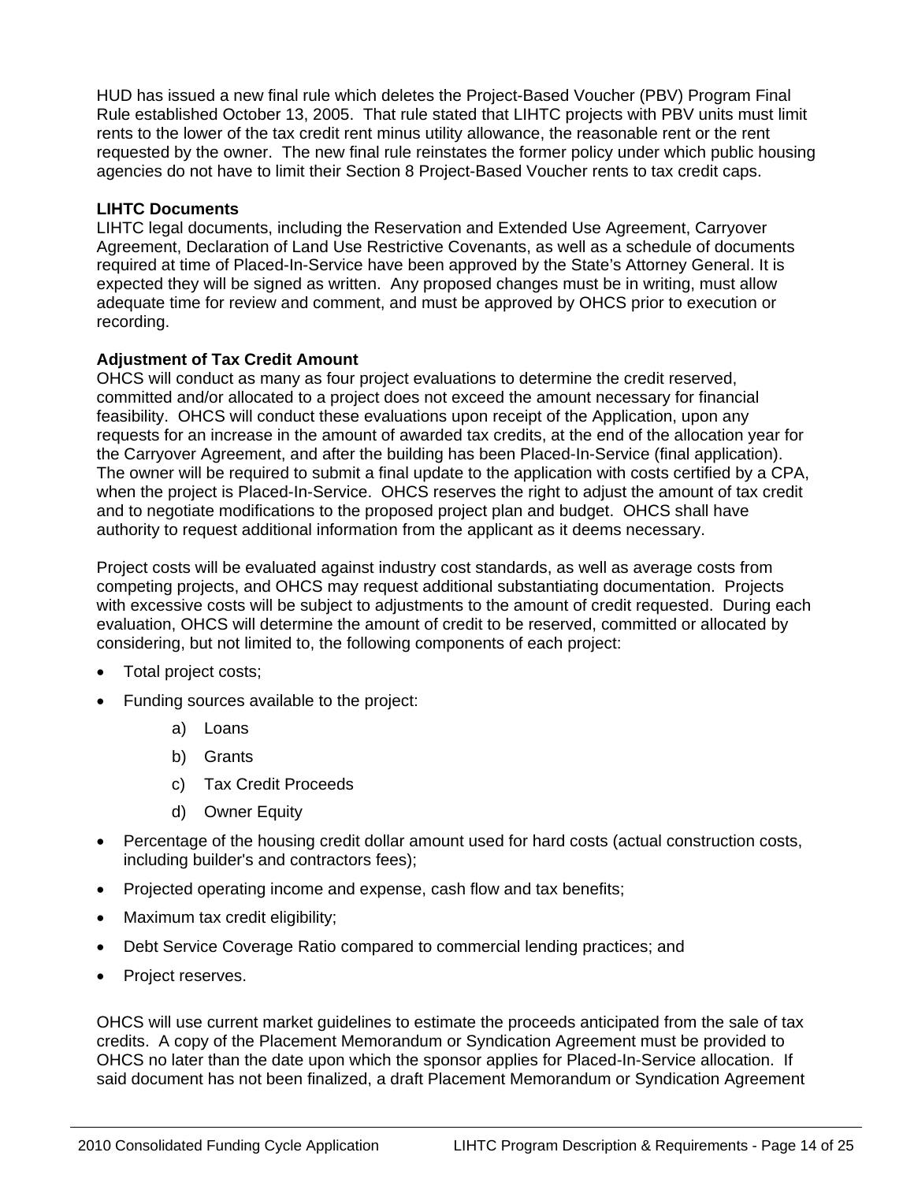HUD has issued a new final rule which deletes the Project-Based Voucher (PBV) Program Final Rule established October 13, 2005. That rule stated that LIHTC projects with PBV units must limit rents to the lower of the tax credit rent minus utility allowance, the reasonable rent or the rent requested by the owner. The new final rule reinstates the former policy under which public housing agencies do not have to limit their Section 8 Project-Based Voucher rents to tax credit caps.

**LIHTC Documents**

LIHTC legal documents, including the Reservation and Extended Use Agreement, Carryover Agreement, Declaration of Land Use Restrictive Covenants, as well as a schedule of documents required at time of Placed-In-Service have been approved by the State's Attorney General. It is expected they will be signed as written. Any proposed changes must be in writing, must allow adequate time for review and comment, and must be approved by OHCS prior to execution or recording.

**Adjustment of Tax Credit Amount**

OHCS will conduct as many as four project evaluations to determine the credit reserved, committed and/or allocated to a project does not exceed the amount necessary for financial feasibility. OHCS will conduct these evaluations upon receipt of the Application, upon any requests for an increase in the amount of awarded tax credits, at the end of the allocation year for the Carryover Agreement, and after the building has been Placed-In-Service (final application). The owner will be required to submit a final update to the application with costs certified by a CPA, when the project is Placed-In-Service. OHCS reserves the right to adjust the amount of tax credit and to negotiate modifications to the proposed project plan and budget. OHCS shall have authority to request additional information from the applicant as it deems necessary.

Project costs will be evaluated against industry cost standards, as well as average costs from competing projects, and OHCS may request additional substantiating documentation. Projects with excessive costs will be subject to adjustments to the amount of credit requested. During each evaluation, OHCS will determine the amount of credit to be reserved, committed or allocated by considering, but not limited to, the following components of each project:

- Total project costs;
- Funding sources available to the project:
  - a) Loans
  - b) Grants
  - c) Tax Credit Proceeds
  - d) Owner Equity
- Percentage of the housing credit dollar amount used for hard costs (actual construction costs, including builder's and contractors fees);
- Projected operating income and expense, cash flow and tax benefits;
- Maximum tax credit eligibility;
- Debt Service Coverage Ratio compared to commercial lending practices; and
- Project reserves.

OHCS will use current market guidelines to estimate the proceeds anticipated from the sale of tax credits. A copy of the Placement Memorandum or Syndication Agreement must be provided to OHCS no later than the date upon which the sponsor applies for Placed-In-Service allocation. If said document has not been finalized, a draft Placement Memorandum or Syndication Agreement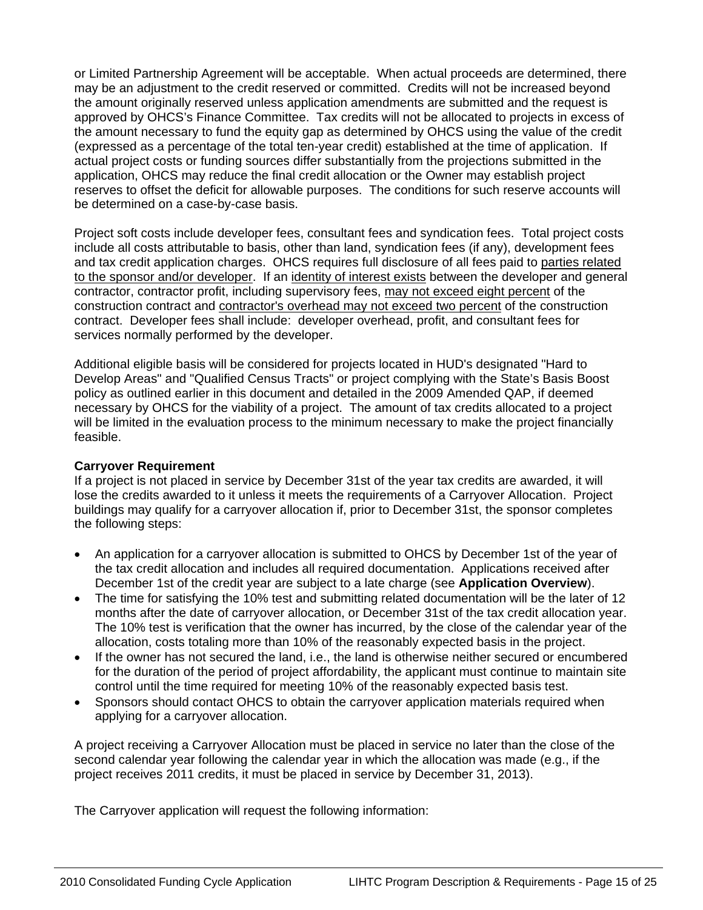or Limited Partnership Agreement will be acceptable. When actual proceeds are determined, there may be an adjustment to the credit reserved or committed. Credits will not be increased beyond the amount originally reserved unless application amendments are submitted and the request is approved by OHCS's Finance Committee. Tax credits will not be allocated to projects in excess of the amount necessary to fund the equity gap as determined by OHCS using the value of the credit (expressed as a percentage of the total ten-year credit) established at the time of application. If actual project costs or funding sources differ substantially from the projections submitted in the application, OHCS may reduce the final credit allocation or the Owner may establish project reserves to offset the deficit for allowable purposes. The conditions for such reserve accounts will be determined on a case-by-case basis.

Project soft costs include developer fees, consultant fees and syndication fees. Total project costs include all costs attributable to basis, other than land, syndication fees (if any), development fees and tax credit application charges. OHCS requires full disclosure of all fees paid to <u>parties related to the sponsor and/or developer</u>. If an <u>identity of interest exists</u> between the developer and general contractor, contractor profit, including supervisory fees, <u>may not exceed eight percent</u> of the construction contract and <u>contractor's overhead may not exceed two percent</u> of the construction contract. Developer fees shall include: developer overhead, profit, and consultant fees for services normally performed by the developer.

Additional eligible basis will be considered for projects located in HUD's designated "Hard to Develop Areas" and "Qualified Census Tracts" or project complying with the State's Basis Boost policy as outlined earlier in this document and detailed in the 2009 Amended QAP, if deemed necessary by OHCS for the viability of a project. The amount of tax credits allocated to a project will be limited in the evaluation process to the minimum necessary to make the project financially feasible.

**Carryover Requirement**

If a project is not placed in service by December 31st of the year tax credits are awarded, it will lose the credits awarded to it unless it meets the requirements of a Carryover Allocation. Project buildings may qualify for a carryover allocation if, prior to December 31st, the sponsor completes the following steps:

- An application for a carryover allocation is submitted to OHCS by December 1st of the year of the tax credit allocation and includes all required documentation. Applications received after December 1st of the credit year are subject to a late charge (see **Application Overview**).
- The time for satisfying the 10% test and submitting related documentation will be the later of 12 months after the date of carryover allocation, or December 31st of the tax credit allocation year. The 10% test is verification that the owner has incurred, by the close of the calendar year of the allocation, costs totaling more than 10% of the reasonably expected basis in the project.
- If the owner has not secured the land, i.e., the land is otherwise neither secured or encumbered for the duration of the period of project affordability, the applicant must continue to maintain site control until the time required for meeting 10% of the reasonably expected basis test.
- Sponsors should contact OHCS to obtain the carryover application materials required when applying for a carryover allocation.

A project receiving a Carryover Allocation must be placed in service no later than the close of the second calendar year following the calendar year in which the allocation was made (e.g., if the project receives 2011 credits, it must be placed in service by December 31, 2013).

The Carryover application will request the following information: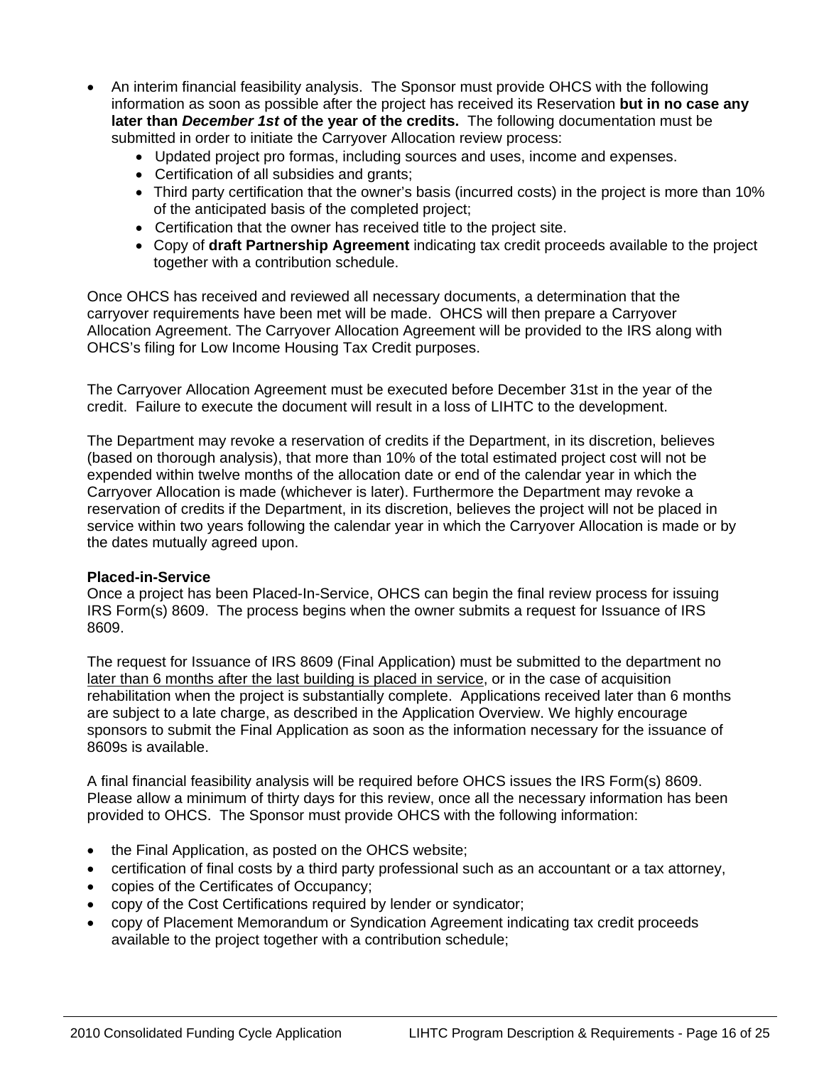- An interim financial feasibility analysis. The Sponsor must provide OHCS with the following information as soon as possible after the project has received its Reservation **but in no case any later than *December 1st* of the year of the credits.** The following documentation must be submitted in order to initiate the Carryover Allocation review process:
    - Updated project pro formas, including sources and uses, income and expenses.
    - Certification of all subsidies and grants;
    - Third party certification that the owner's basis (incurred costs) in the project is more than 10% of the anticipated basis of the completed project;
    - Certification that the owner has received title to the project site.
    - Copy of **draft Partnership Agreement** indicating tax credit proceeds available to the project together with a contribution schedule.

Once OHCS has received and reviewed all necessary documents, a determination that the carryover requirements have been met will be made. OHCS will then prepare a Carryover Allocation Agreement. The Carryover Allocation Agreement will be provided to the IRS along with OHCS's filing for Low Income Housing Tax Credit purposes.

The Carryover Allocation Agreement must be executed before December 31st in the year of the credit. Failure to execute the document will result in a loss of LIHTC to the development.

The Department may revoke a reservation of credits if the Department, in its discretion, believes (based on thorough analysis), that more than 10% of the total estimated project cost will not be expended within twelve months of the allocation date or end of the calendar year in which the Carryover Allocation is made (whichever is later). Furthermore the Department may revoke a reservation of credits if the Department, in its discretion, believes the project will not be placed in service within two years following the calendar year in which the Carryover Allocation is made or by the dates mutually agreed upon.

**Placed-in-Service**

Once a project has been Placed-In-Service, OHCS can begin the final review process for issuing IRS Form(s) 8609. The process begins when the owner submits a request for Issuance of IRS 8609.

The request for Issuance of IRS 8609 (Final Application) must be submitted to the department no later than 6 months after the last building is placed in service, or in the case of acquisition rehabilitation when the project is substantially complete. Applications received later than 6 months are subject to a late charge, as described in the Application Overview. We highly encourage sponsors to submit the Final Application as soon as the information necessary for the issuance of 8609s is available.

A final financial feasibility analysis will be required before OHCS issues the IRS Form(s) 8609. Please allow a minimum of thirty days for this review, once all the necessary information has been provided to OHCS. The Sponsor must provide OHCS with the following information:

- the Final Application, as posted on the OHCS website;
- certification of final costs by a third party professional such as an accountant or a tax attorney,
- copies of the Certificates of Occupancy;
- copy of the Cost Certifications required by lender or syndicator;
- copy of Placement Memorandum or Syndication Agreement indicating tax credit proceeds available to the project together with a contribution schedule;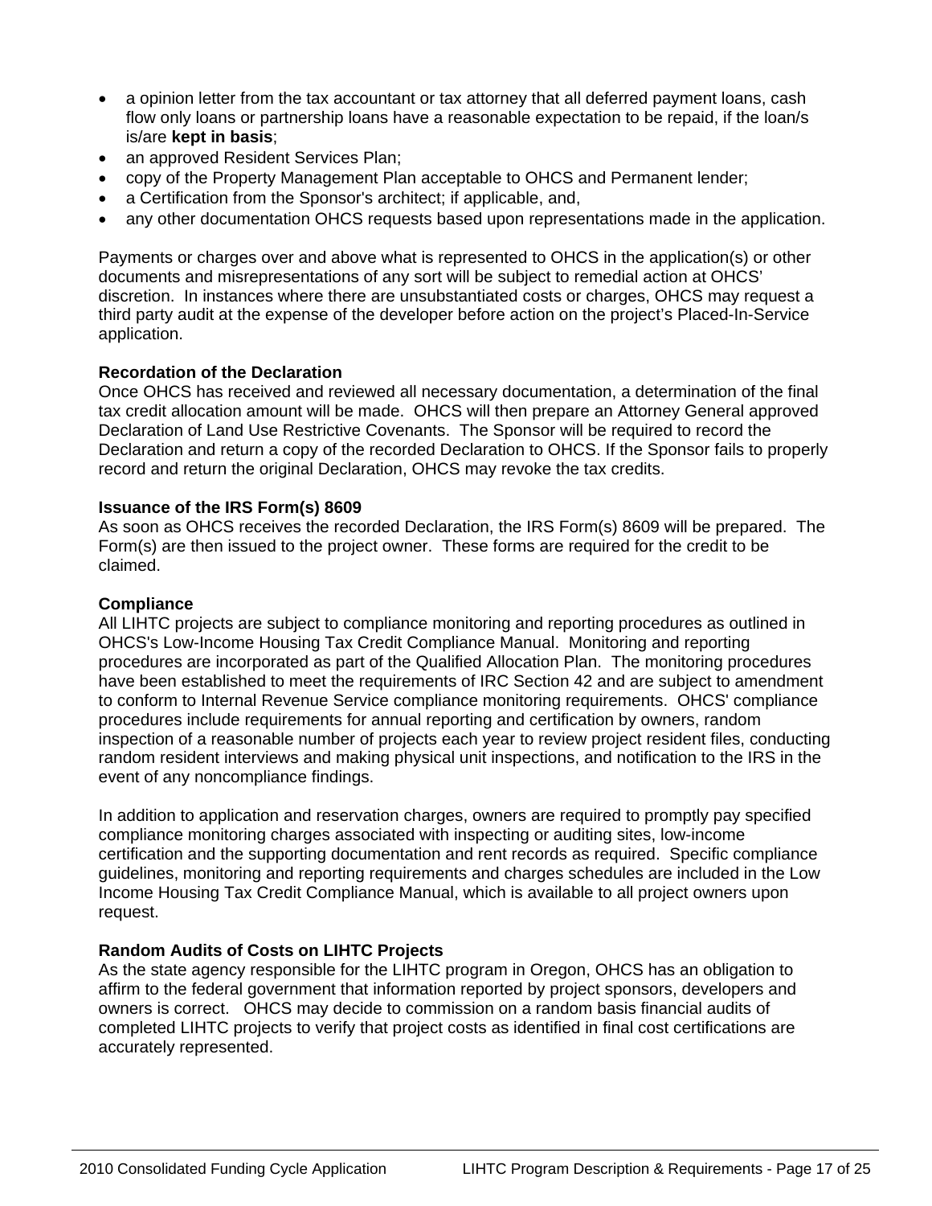- a opinion letter from the tax accountant or tax attorney that all deferred payment loans, cash flow only loans or partnership loans have a reasonable expectation to be repaid, if the loan/s is/are **kept in basis**;
- an approved Resident Services Plan;
- copy of the Property Management Plan acceptable to OHCS and Permanent lender;
- a Certification from the Sponsor's architect; if applicable, and,
- any other documentation OHCS requests based upon representations made in the application.

Payments or charges over and above what is represented to OHCS in the application(s) or other documents and misrepresentations of any sort will be subject to remedial action at OHCS' discretion. In instances where there are unsubstantiated costs or charges, OHCS may request a third party audit at the expense of the developer before action on the project's Placed-In-Service application.

**Recordation of the Declaration**
Once OHCS has received and reviewed all necessary documentation, a determination of the final tax credit allocation amount will be made. OHCS will then prepare an Attorney General approved Declaration of Land Use Restrictive Covenants. The Sponsor will be required to record the Declaration and return a copy of the recorded Declaration to OHCS. If the Sponsor fails to properly record and return the original Declaration, OHCS may revoke the tax credits.

**Issuance of the IRS Form(s) 8609**
As soon as OHCS receives the recorded Declaration, the IRS Form(s) 8609 will be prepared. The Form(s) are then issued to the project owner. These forms are required for the credit to be claimed.

**Compliance**
All LIHTC projects are subject to compliance monitoring and reporting procedures as outlined in OHCS's Low-Income Housing Tax Credit Compliance Manual. Monitoring and reporting procedures are incorporated as part of the Qualified Allocation Plan. The monitoring procedures have been established to meet the requirements of IRC Section 42 and are subject to amendment to conform to Internal Revenue Service compliance monitoring requirements. OHCS' compliance procedures include requirements for annual reporting and certification by owners, random inspection of a reasonable number of projects each year to review project resident files, conducting random resident interviews and making physical unit inspections, and notification to the IRS in the event of any noncompliance findings.

In addition to application and reservation charges, owners are required to promptly pay specified compliance monitoring charges associated with inspecting or auditing sites, low-income certification and the supporting documentation and rent records as required. Specific compliance guidelines, monitoring and reporting requirements and charges schedules are included in the Low Income Housing Tax Credit Compliance Manual, which is available to all project owners upon request.

**Random Audits of Costs on LIHTC Projects**
As the state agency responsible for the LIHTC program in Oregon, OHCS has an obligation to affirm to the federal government that information reported by project sponsors, developers and owners is correct. OHCS may decide to commission on a random basis financial audits of completed LIHTC projects to verify that project costs as identified in final cost certifications are accurately represented.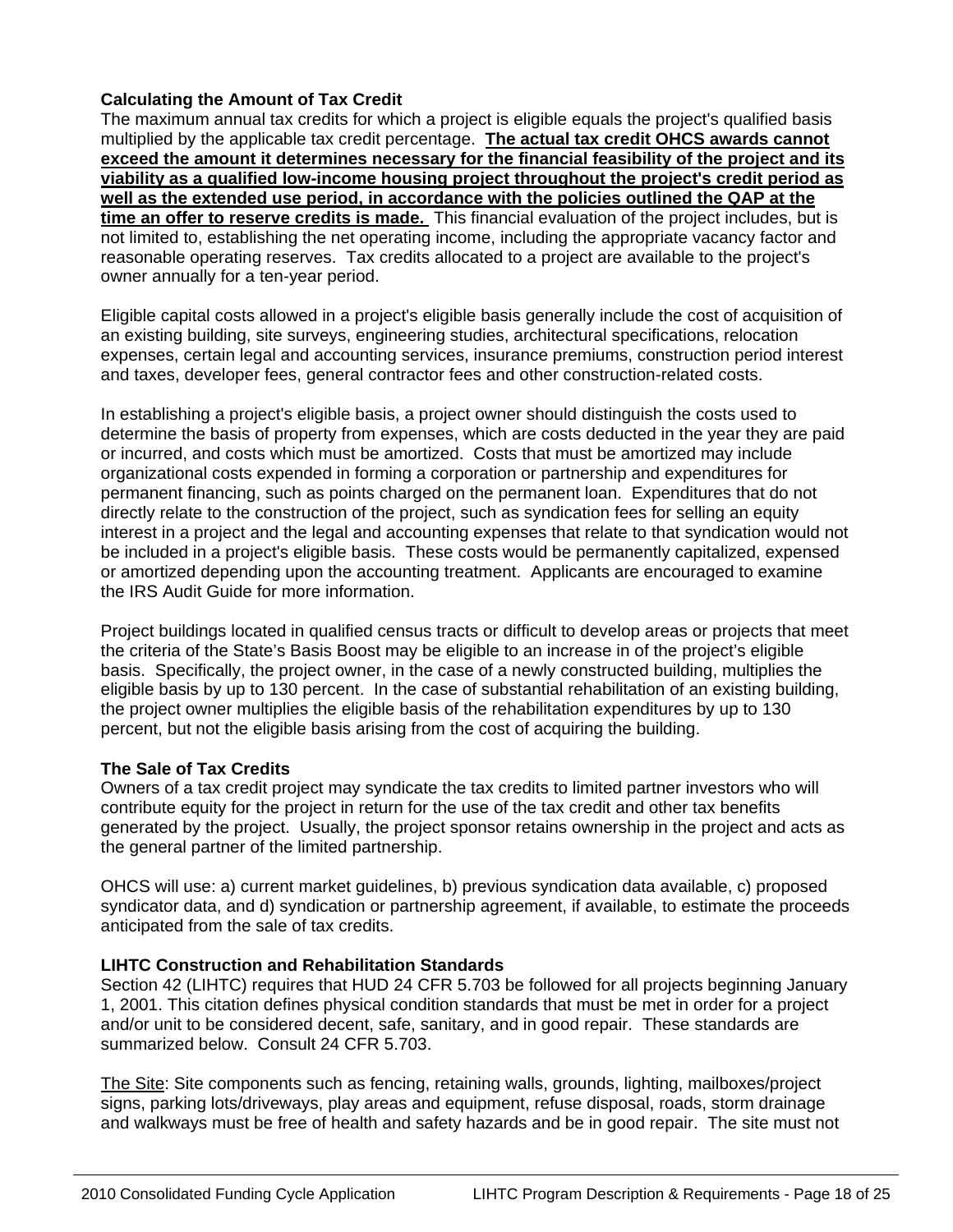**Calculating the Amount of Tax Credit**

The maximum annual tax credits for which a project is eligible equals the project's qualified basis multiplied by the applicable tax credit percentage. **The actual tax credit OHCS awards cannot exceed the amount it determines necessary for the financial feasibility of the project and its viability as a qualified low-income housing project throughout the project's credit period as well as the extended use period, in accordance with the policies outlined the QAP at the time an offer to reserve credits is made.** This financial evaluation of the project includes, but is not limited to, establishing the net operating income, including the appropriate vacancy factor and reasonable operating reserves. Tax credits allocated to a project are available to the project's owner annually for a ten-year period.

Eligible capital costs allowed in a project's eligible basis generally include the cost of acquisition of an existing building, site surveys, engineering studies, architectural specifications, relocation expenses, certain legal and accounting services, insurance premiums, construction period interest and taxes, developer fees, general contractor fees and other construction-related costs.

In establishing a project's eligible basis, a project owner should distinguish the costs used to determine the basis of property from expenses, which are costs deducted in the year they are paid or incurred, and costs which must be amortized. Costs that must be amortized may include organizational costs expended in forming a corporation or partnership and expenditures for permanent financing, such as points charged on the permanent loan. Expenditures that do not directly relate to the construction of the project, such as syndication fees for selling an equity interest in a project and the legal and accounting expenses that relate to that syndication would not be included in a project's eligible basis. These costs would be permanently capitalized, expensed or amortized depending upon the accounting treatment. Applicants are encouraged to examine the IRS Audit Guide for more information.

Project buildings located in qualified census tracts or difficult to develop areas or projects that meet the criteria of the State's Basis Boost may be eligible to an increase in of the project's eligible basis. Specifically, the project owner, in the case of a newly constructed building, multiplies the eligible basis by up to 130 percent. In the case of substantial rehabilitation of an existing building, the project owner multiplies the eligible basis of the rehabilitation expenditures by up to 130 percent, but not the eligible basis arising from the cost of acquiring the building.

**The Sale of Tax Credits**

Owners of a tax credit project may syndicate the tax credits to limited partner investors who will contribute equity for the project in return for the use of the tax credit and other tax benefits generated by the project. Usually, the project sponsor retains ownership in the project and acts as the general partner of the limited partnership.

OHCS will use: a) current market guidelines, b) previous syndication data available, c) proposed syndicator data, and d) syndication or partnership agreement, if available, to estimate the proceeds anticipated from the sale of tax credits.

**LIHTC Construction and Rehabilitation Standards**

Section 42 (LIHTC) requires that HUD 24 CFR 5.703 be followed for all projects beginning January 1, 2001. This citation defines physical condition standards that must be met in order for a project and/or unit to be considered decent, safe, sanitary, and in good repair. These standards are summarized below. Consult 24 CFR 5.703.

<u>The Site</u>: Site components such as fencing, retaining walls, grounds, lighting, mailboxes/project signs, parking lots/driveways, play areas and equipment, refuse disposal, roads, storm drainage and walkways must be free of health and safety hazards and be in good repair. The site must not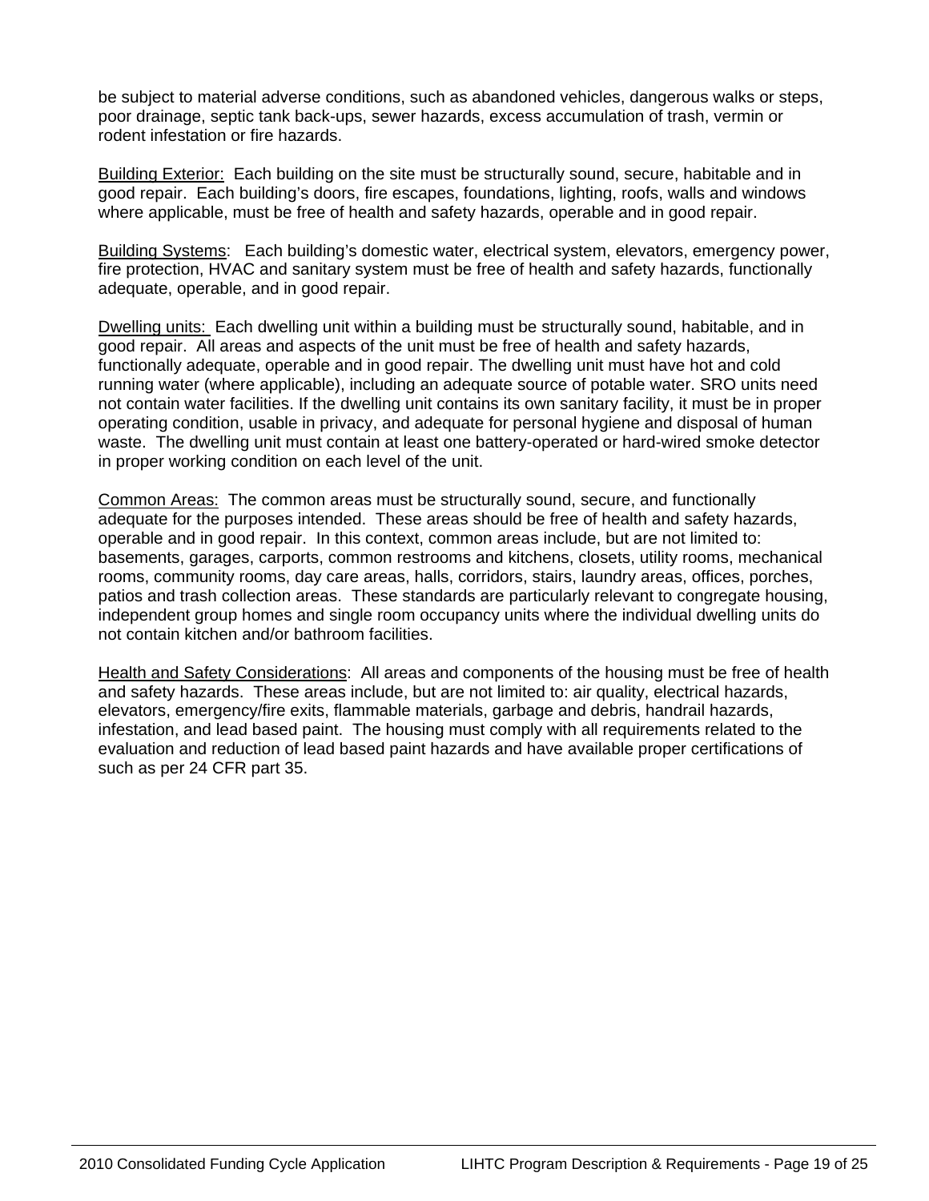be subject to material adverse conditions, such as abandoned vehicles, dangerous walks or steps, poor drainage, septic tank back-ups, sewer hazards, excess accumulation of trash, vermin or rodent infestation or fire hazards.

Building Exterior: Each building on the site must be structurally sound, secure, habitable and in good repair. Each building's doors, fire escapes, foundations, lighting, roofs, walls and windows where applicable, must be free of health and safety hazards, operable and in good repair.

Building Systems: Each building's domestic water, electrical system, elevators, emergency power, fire protection, HVAC and sanitary system must be free of health and safety hazards, functionally adequate, operable, and in good repair.

Dwelling units: Each dwelling unit within a building must be structurally sound, habitable, and in good repair. All areas and aspects of the unit must be free of health and safety hazards, functionally adequate, operable and in good repair. The dwelling unit must have hot and cold running water (where applicable), including an adequate source of potable water. SRO units need not contain water facilities. If the dwelling unit contains its own sanitary facility, it must be in proper operating condition, usable in privacy, and adequate for personal hygiene and disposal of human waste. The dwelling unit must contain at least one battery-operated or hard-wired smoke detector in proper working condition on each level of the unit.

Common Areas: The common areas must be structurally sound, secure, and functionally adequate for the purposes intended. These areas should be free of health and safety hazards, operable and in good repair. In this context, common areas include, but are not limited to: basements, garages, carports, common restrooms and kitchens, closets, utility rooms, mechanical rooms, community rooms, day care areas, halls, corridors, stairs, laundry areas, offices, porches, patios and trash collection areas. These standards are particularly relevant to congregate housing, independent group homes and single room occupancy units where the individual dwelling units do not contain kitchen and/or bathroom facilities.

Health and Safety Considerations: All areas and components of the housing must be free of health and safety hazards. These areas include, but are not limited to: air quality, electrical hazards, elevators, emergency/fire exits, flammable materials, garbage and debris, handrail hazards, infestation, and lead based paint. The housing must comply with all requirements related to the evaluation and reduction of lead based paint hazards and have available proper certifications of such as per 24 CFR part 35.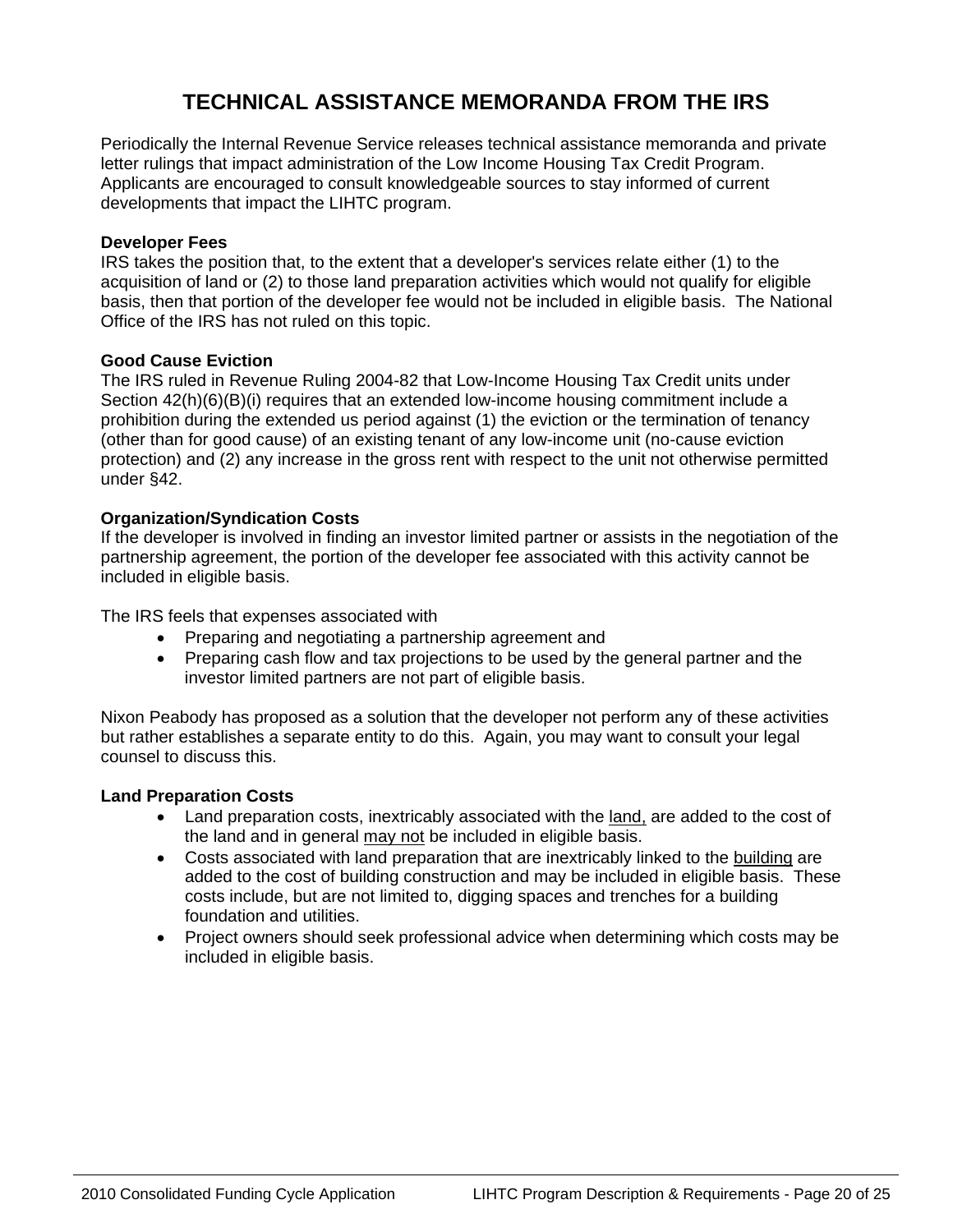# TECHNICAL ASSISTANCE MEMORANDA FROM THE IRS

Periodically the Internal Revenue Service releases technical assistance memoranda and private letter rulings that impact administration of the Low Income Housing Tax Credit Program. Applicants are encouraged to consult knowledgeable sources to stay informed of current developments that impact the LIHTC program.

**Developer Fees**
IRS takes the position that, to the extent that a developer's services relate either (1) to the acquisition of land or (2) to those land preparation activities which would not qualify for eligible basis, then that portion of the developer fee would not be included in eligible basis. The National Office of the IRS has not ruled on this topic.

**Good Cause Eviction**
The IRS ruled in Revenue Ruling 2004-82 that Low-Income Housing Tax Credit units under Section 42(h)(6)(B)(i) requires that an extended low-income housing commitment include a prohibition during the extended us period against (1) the eviction or the termination of tenancy (other than for good cause) of an existing tenant of any low-income unit (no-cause eviction protection) and (2) any increase in the gross rent with respect to the unit not otherwise permitted under §42.

**Organization/Syndication Costs**
If the developer is involved in finding an investor limited partner or assists in the negotiation of the partnership agreement, the portion of the developer fee associated with this activity cannot be included in eligible basis.

The IRS feels that expenses associated with

- Preparing and negotiating a partnership agreement and
- Preparing cash flow and tax projections to be used by the general partner and the investor limited partners are not part of eligible basis.

Nixon Peabody has proposed as a solution that the developer not perform any of these activities but rather establishes a separate entity to do this. Again, you may want to consult your legal counsel to discuss this.

**Land Preparation Costs**

- Land preparation costs, inextricably associated with the <u>land,</u> are added to the cost of the land and in general <u>may not</u> be included in eligible basis.
- Costs associated with land preparation that are inextricably linked to the <u>building</u> are added to the cost of building construction and may be included in eligible basis. These costs include, but are not limited to, digging spaces and trenches for a building foundation and utilities.
- Project owners should seek professional advice when determining which costs may be included in eligible basis.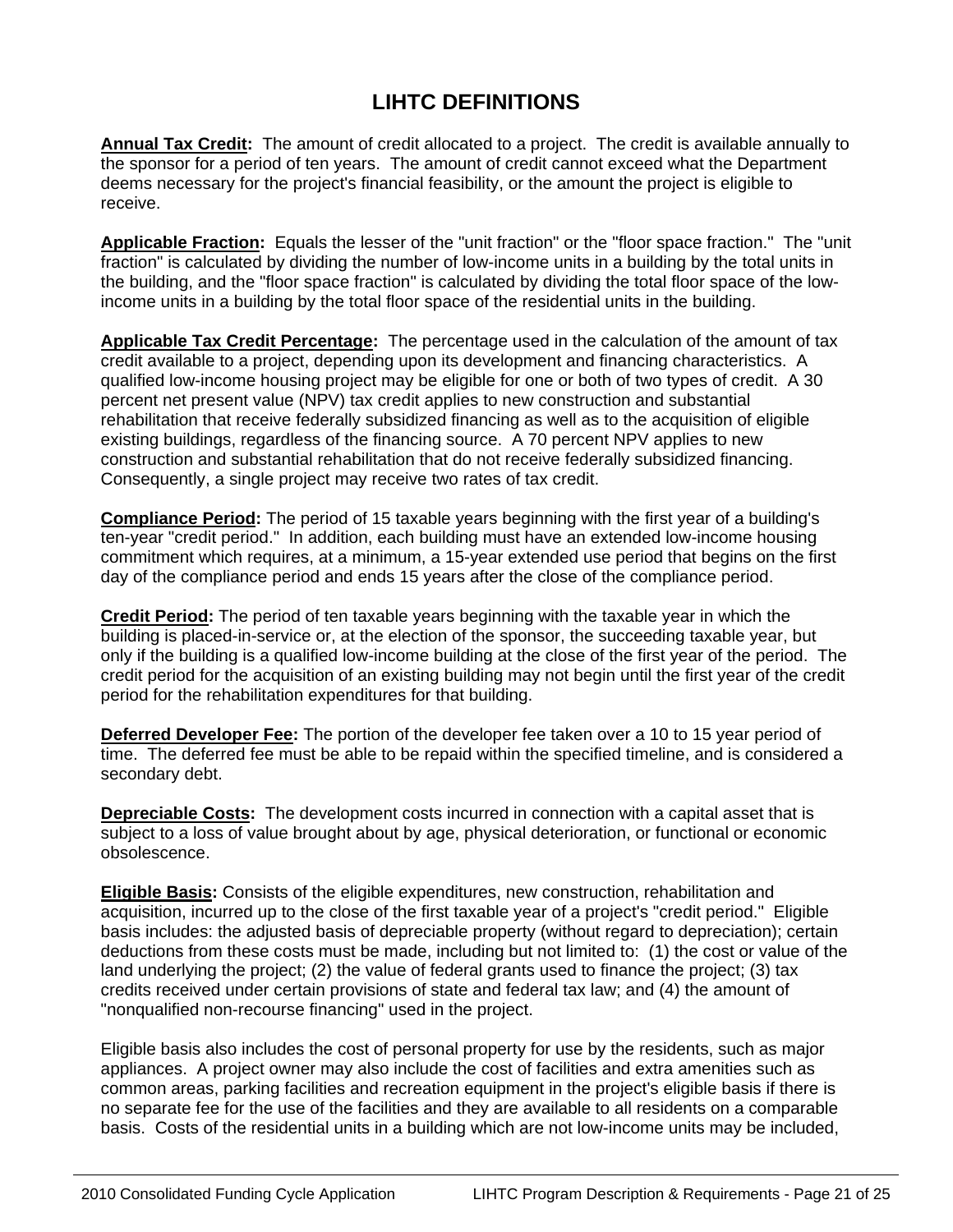# LIHTC DEFINITIONS

**Annual Tax Credit:** The amount of credit allocated to a project. The credit is available annually to the sponsor for a period of ten years. The amount of credit cannot exceed what the Department deems necessary for the project's financial feasibility, or the amount the project is eligible to receive.

**Applicable Fraction:** Equals the lesser of the "unit fraction" or the "floor space fraction." The "unit fraction" is calculated by dividing the number of low-income units in a building by the total units in the building, and the "floor space fraction" is calculated by dividing the total floor space of the low-income units in a building by the total floor space of the residential units in the building.

**Applicable Tax Credit Percentage:** The percentage used in the calculation of the amount of tax credit available to a project, depending upon its development and financing characteristics. A qualified low-income housing project may be eligible for one or both of two types of credit. A 30 percent net present value (NPV) tax credit applies to new construction and substantial rehabilitation that receive federally subsidized financing as well as to the acquisition of eligible existing buildings, regardless of the financing source. A 70 percent NPV applies to new construction and substantial rehabilitation that do not receive federally subsidized financing. Consequently, a single project may receive two rates of tax credit.

**Compliance Period:** The period of 15 taxable years beginning with the first year of a building's ten-year "credit period." In addition, each building must have an extended low-income housing commitment which requires, at a minimum, a 15-year extended use period that begins on the first day of the compliance period and ends 15 years after the close of the compliance period.

**Credit Period:** The period of ten taxable years beginning with the taxable year in which the building is placed-in-service or, at the election of the sponsor, the succeeding taxable year, but only if the building is a qualified low-income building at the close of the first year of the period. The credit period for the acquisition of an existing building may not begin until the first year of the credit period for the rehabilitation expenditures for that building.

**Deferred Developer Fee:** The portion of the developer fee taken over a 10 to 15 year period of time. The deferred fee must be able to be repaid within the specified timeline, and is considered a secondary debt.

**Depreciable Costs:** The development costs incurred in connection with a capital asset that is subject to a loss of value brought about by age, physical deterioration, or functional or economic obsolescence.

**Eligible Basis:** Consists of the eligible expenditures, new construction, rehabilitation and acquisition, incurred up to the close of the first taxable year of a project's "credit period." Eligible basis includes: the adjusted basis of depreciable property (without regard to depreciation); certain deductions from these costs must be made, including but not limited to: (1) the cost or value of the land underlying the project; (2) the value of federal grants used to finance the project; (3) tax credits received under certain provisions of state and federal tax law; and (4) the amount of "nonqualified non-recourse financing" used in the project.

Eligible basis also includes the cost of personal property for use by the residents, such as major appliances. A project owner may also include the cost of facilities and extra amenities such as common areas, parking facilities and recreation equipment in the project's eligible basis if there is no separate fee for the use of the facilities and they are available to all residents on a comparable basis. Costs of the residential units in a building which are not low-income units may be included,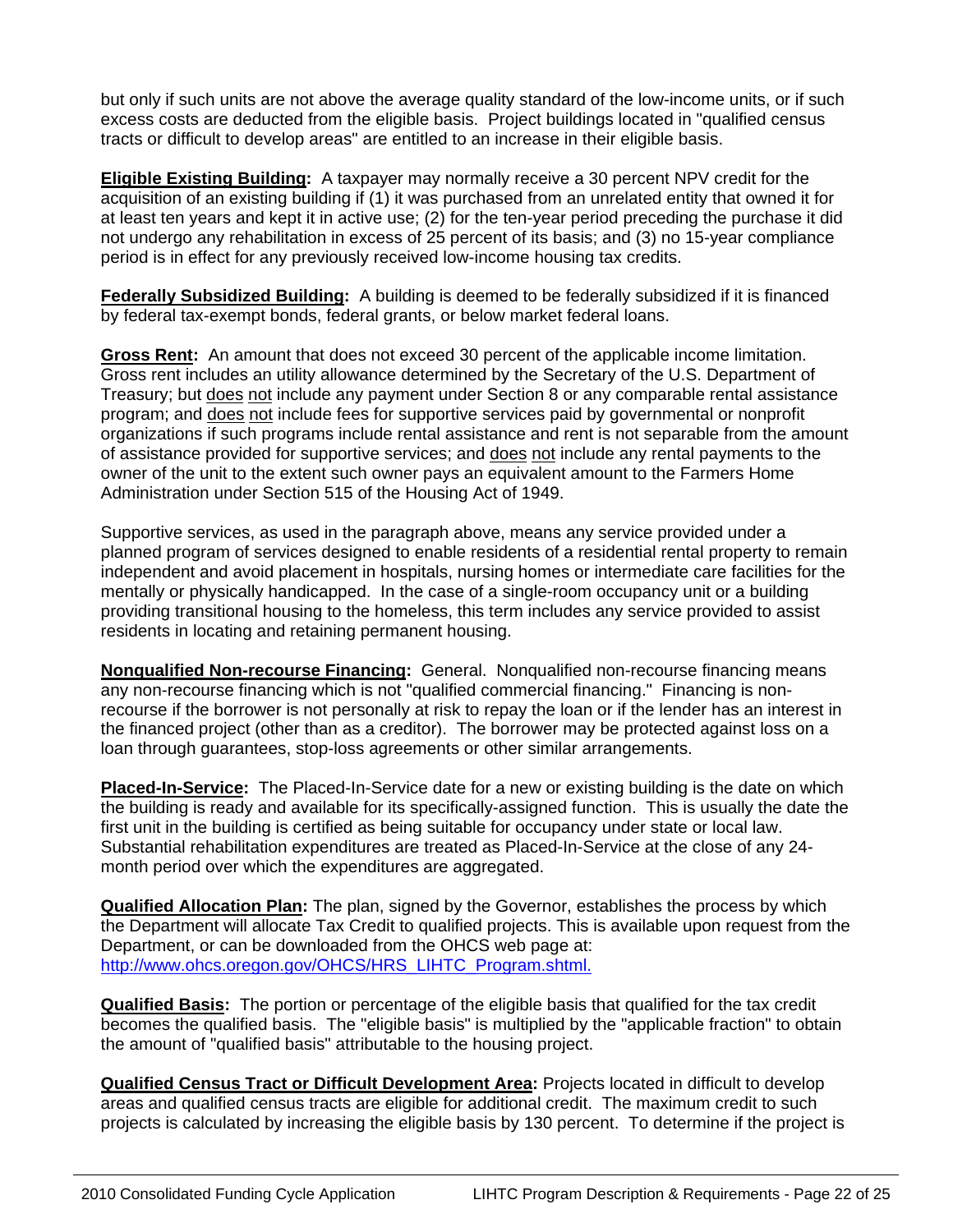but only if such units are not above the average quality standard of the low-income units, or if such excess costs are deducted from the eligible basis. Project buildings located in "qualified census tracts or difficult to develop areas" are entitled to an increase in their eligible basis.

**Eligible Existing Building:** A taxpayer may normally receive a 30 percent NPV credit for the acquisition of an existing building if (1) it was purchased from an unrelated entity that owned it for at least ten years and kept it in active use; (2) for the ten-year period preceding the purchase it did not undergo any rehabilitation in excess of 25 percent of its basis; and (3) no 15-year compliance period is in effect for any previously received low-income housing tax credits.

**Federally Subsidized Building:** A building is deemed to be federally subsidized if it is financed by federal tax-exempt bonds, federal grants, or below market federal loans.

**Gross Rent:** An amount that does not exceed 30 percent of the applicable income limitation. Gross rent includes an utility allowance determined by the Secretary of the U.S. Department of Treasury; but does not include any payment under Section 8 or any comparable rental assistance program; and does not include fees for supportive services paid by governmental or nonprofit organizations if such programs include rental assistance and rent is not separable from the amount of assistance provided for supportive services; and does not include any rental payments to the owner of the unit to the extent such owner pays an equivalent amount to the Farmers Home Administration under Section 515 of the Housing Act of 1949.

Supportive services, as used in the paragraph above, means any service provided under a planned program of services designed to enable residents of a residential rental property to remain independent and avoid placement in hospitals, nursing homes or intermediate care facilities for the mentally or physically handicapped. In the case of a single-room occupancy unit or a building providing transitional housing to the homeless, this term includes any service provided to assist residents in locating and retaining permanent housing.

**Nonqualified Non-recourse Financing:** General. Nonqualified non-recourse financing means any non-recourse financing which is not "qualified commercial financing." Financing is non-recourse if the borrower is not personally at risk to repay the loan or if the lender has an interest in the financed project (other than as a creditor). The borrower may be protected against loss on a loan through guarantees, stop-loss agreements or other similar arrangements.

**Placed-In-Service:** The Placed-In-Service date for a new or existing building is the date on which the building is ready and available for its specifically-assigned function. This is usually the date the first unit in the building is certified as being suitable for occupancy under state or local law. Substantial rehabilitation expenditures are treated as Placed-In-Service at the close of any 24-month period over which the expenditures are aggregated.

**Qualified Allocation Plan:** The plan, signed by the Governor, establishes the process by which the Department will allocate Tax Credit to qualified projects. This is available upon request from the Department, or can be downloaded from the OHCS web page at: http://www.ohcs.oregon.gov/OHCS/HRS_LIHTC_Program.shtml.

**Qualified Basis:** The portion or percentage of the eligible basis that qualified for the tax credit becomes the qualified basis. The "eligible basis" is multiplied by the "applicable fraction" to obtain the amount of "qualified basis" attributable to the housing project.

**Qualified Census Tract or Difficult Development Area:** Projects located in difficult to develop areas and qualified census tracts are eligible for additional credit. The maximum credit to such projects is calculated by increasing the eligible basis by 130 percent. To determine if the project is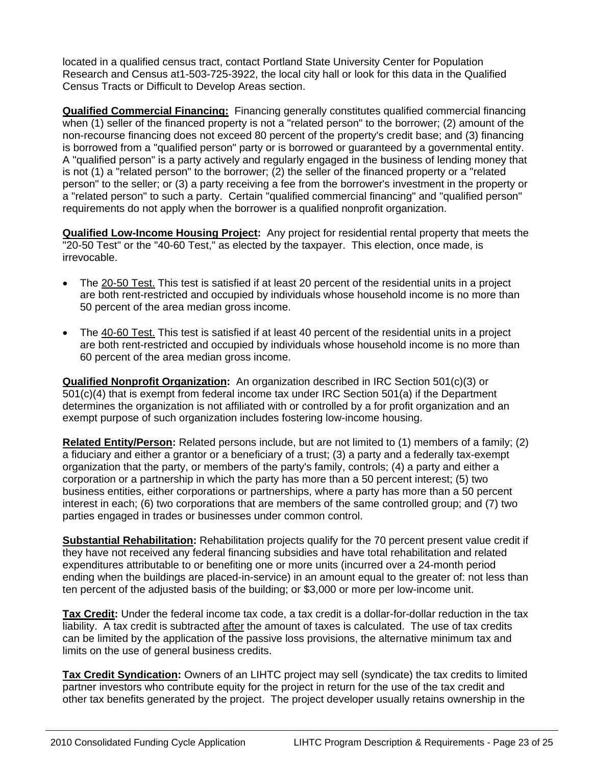located in a qualified census tract, contact Portland State University Center for Population Research and Census at1-503-725-3922, the local city hall or look for this data in the Qualified Census Tracts or Difficult to Develop Areas section.

**Qualified Commercial Financing:** Financing generally constitutes qualified commercial financing when (1) seller of the financed property is not a "related person" to the borrower; (2) amount of the non-recourse financing does not exceed 80 percent of the property's credit base; and (3) financing is borrowed from a "qualified person" party or is borrowed or guaranteed by a governmental entity. A "qualified person" is a party actively and regularly engaged in the business of lending money that is not (1) a "related person" to the borrower; (2) the seller of the financed property or a "related person" to the seller; or (3) a party receiving a fee from the borrower's investment in the property or a "related person" to such a party. Certain "qualified commercial financing" and "qualified person" requirements do not apply when the borrower is a qualified nonprofit organization.

**Qualified Low-Income Housing Project:** Any project for residential rental property that meets the "20-50 Test" or the "40-60 Test," as elected by the taxpayer. This election, once made, is irrevocable.

- The 20-50 Test. This test is satisfied if at least 20 percent of the residential units in a project are both rent-restricted and occupied by individuals whose household income is no more than 50 percent of the area median gross income.
- The 40-60 Test. This test is satisfied if at least 40 percent of the residential units in a project are both rent-restricted and occupied by individuals whose household income is no more than 60 percent of the area median gross income.

**Qualified Nonprofit Organization:** An organization described in IRC Section 501(c)(3) or 501(c)(4) that is exempt from federal income tax under IRC Section 501(a) if the Department determines the organization is not affiliated with or controlled by a for profit organization and an exempt purpose of such organization includes fostering low-income housing.

**Related Entity/Person:** Related persons include, but are not limited to (1) members of a family; (2) a fiduciary and either a grantor or a beneficiary of a trust; (3) a party and a federally tax-exempt organization that the party, or members of the party's family, controls; (4) a party and either a corporation or a partnership in which the party has more than a 50 percent interest; (5) two business entities, either corporations or partnerships, where a party has more than a 50 percent interest in each; (6) two corporations that are members of the same controlled group; and (7) two parties engaged in trades or businesses under common control.

**Substantial Rehabilitation:** Rehabilitation projects qualify for the 70 percent present value credit if they have not received any federal financing subsidies and have total rehabilitation and related expenditures attributable to or benefiting one or more units (incurred over a 24-month period ending when the buildings are placed-in-service) in an amount equal to the greater of: not less than ten percent of the adjusted basis of the building; or $3,000 or more per low-income unit.

**Tax Credit:** Under the federal income tax code, a tax credit is a dollar-for-dollar reduction in the tax liability. A tax credit is subtracted after the amount of taxes is calculated. The use of tax credits can be limited by the application of the passive loss provisions, the alternative minimum tax and limits on the use of general business credits.

**Tax Credit Syndication:** Owners of an LIHTC project may sell (syndicate) the tax credits to limited partner investors who contribute equity for the project in return for the use of the tax credit and other tax benefits generated by the project. The project developer usually retains ownership in the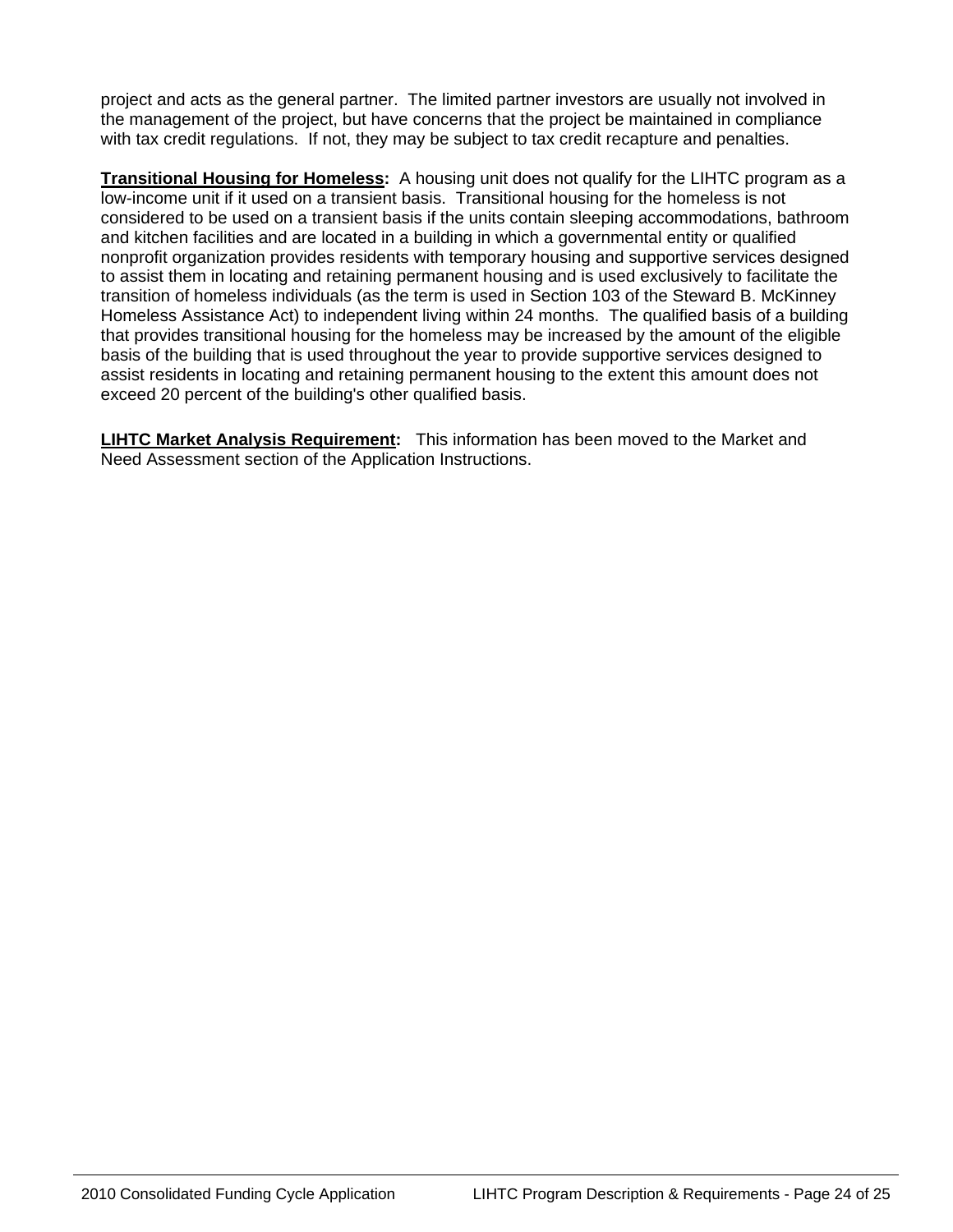project and acts as the general partner.  The limited partner investors are usually not involved in the management of the project, but have concerns that the project be maintained in compliance with tax credit regulations.  If not, they may be subject to tax credit recapture and penalties.

**Transitional Housing for Homeless:**  A housing unit does not qualify for the LIHTC program as a low-income unit if it used on a transient basis.  Transitional housing for the homeless is not considered to be used on a transient basis if the units contain sleeping accommodations, bathroom and kitchen facilities and are located in a building in which a governmental entity or qualified nonprofit organization provides residents with temporary housing and supportive services designed to assist them in locating and retaining permanent housing and is used exclusively to facilitate the transition of homeless individuals (as the term is used in Section 103 of the Steward B. McKinney Homeless Assistance Act) to independent living within 24 months.  The qualified basis of a building that provides transitional housing for the homeless may be increased by the amount of the eligible basis of the building that is used throughout the year to provide supportive services designed to assist residents in locating and retaining permanent housing to the extent this amount does not exceed 20 percent of the building's other qualified basis.

**LIHTC Market Analysis Requirement:**   This information has been moved to the Market and Need Assessment section of the Application Instructions.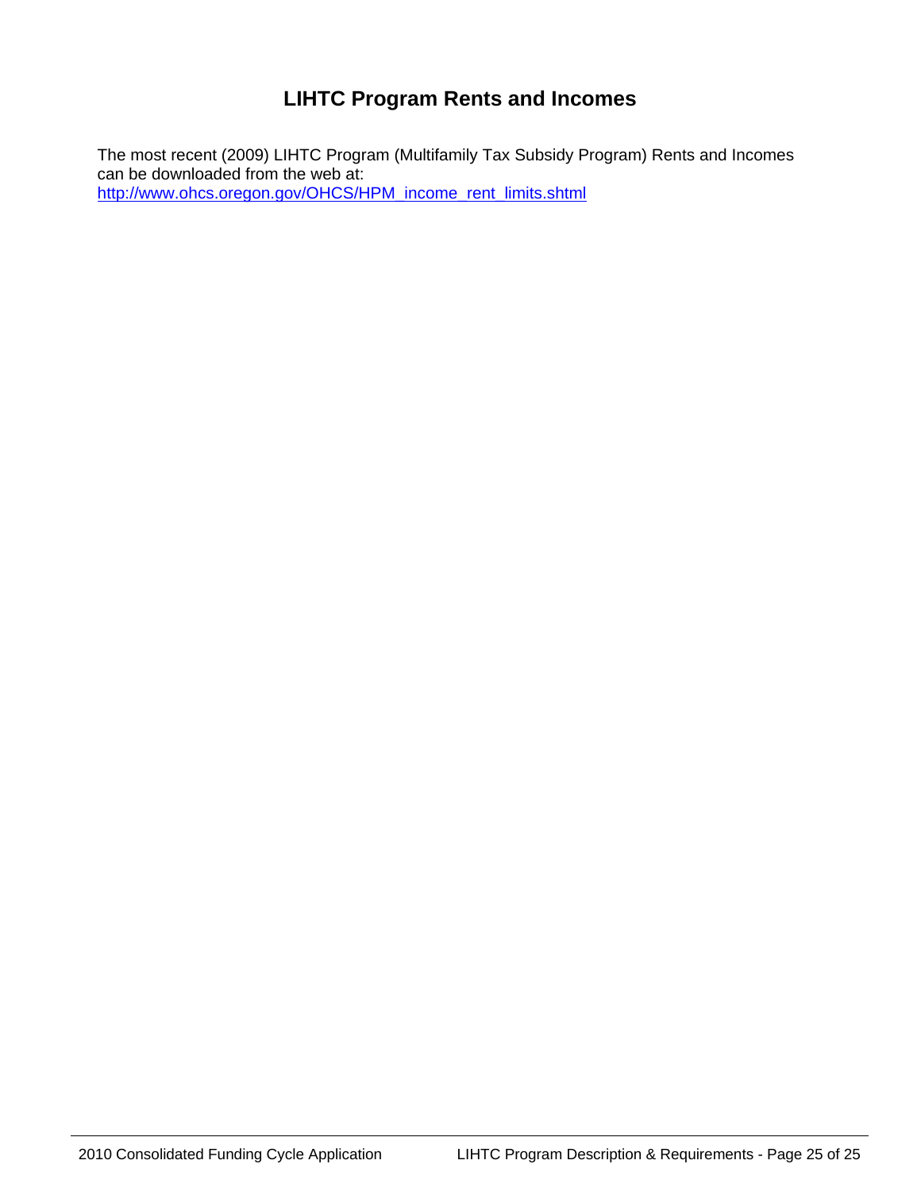# LIHTC Program Rents and Incomes

The most recent (2009) LIHTC Program (Multifamily Tax Subsidy Program) Rents and Incomes can be downloaded from the web at:
http://www.ohcs.oregon.gov/OHCS/HPM_income_rent_limits.shtml